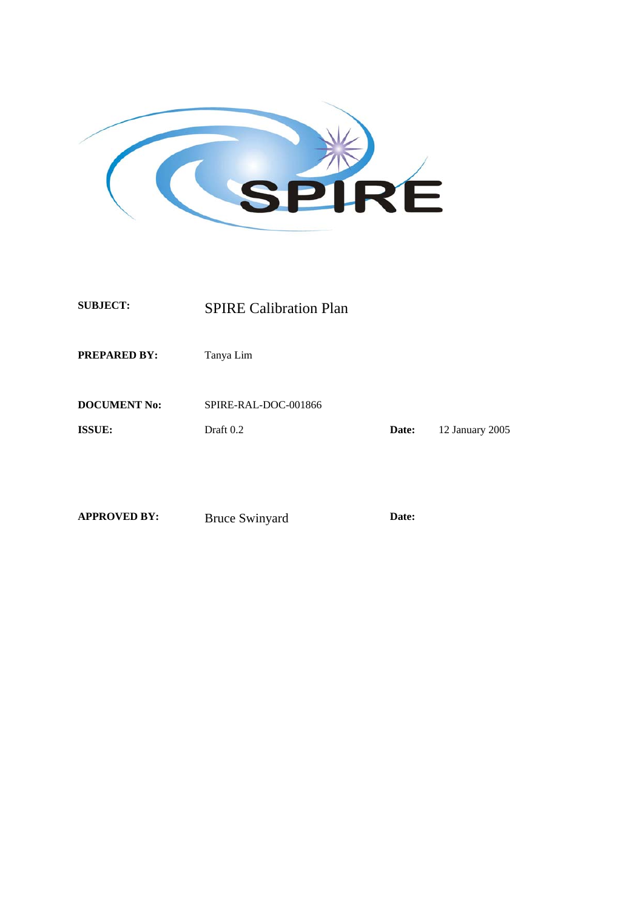| | | | |
|---|---|---|---|
| **SUBJECT:** | SPIRE Calibration Plan | | |
| **PREPARED BY:** | Tanya Lim | | |
| **DOCUMENT No:** | SPIRE-RAL-DOC-001866 | | |
| **ISSUE:** | Draft 0.2 | **Date:** | 12 January 2005 |
| **APPROVED BY:** | Bruce Swinyard | **Date:** | |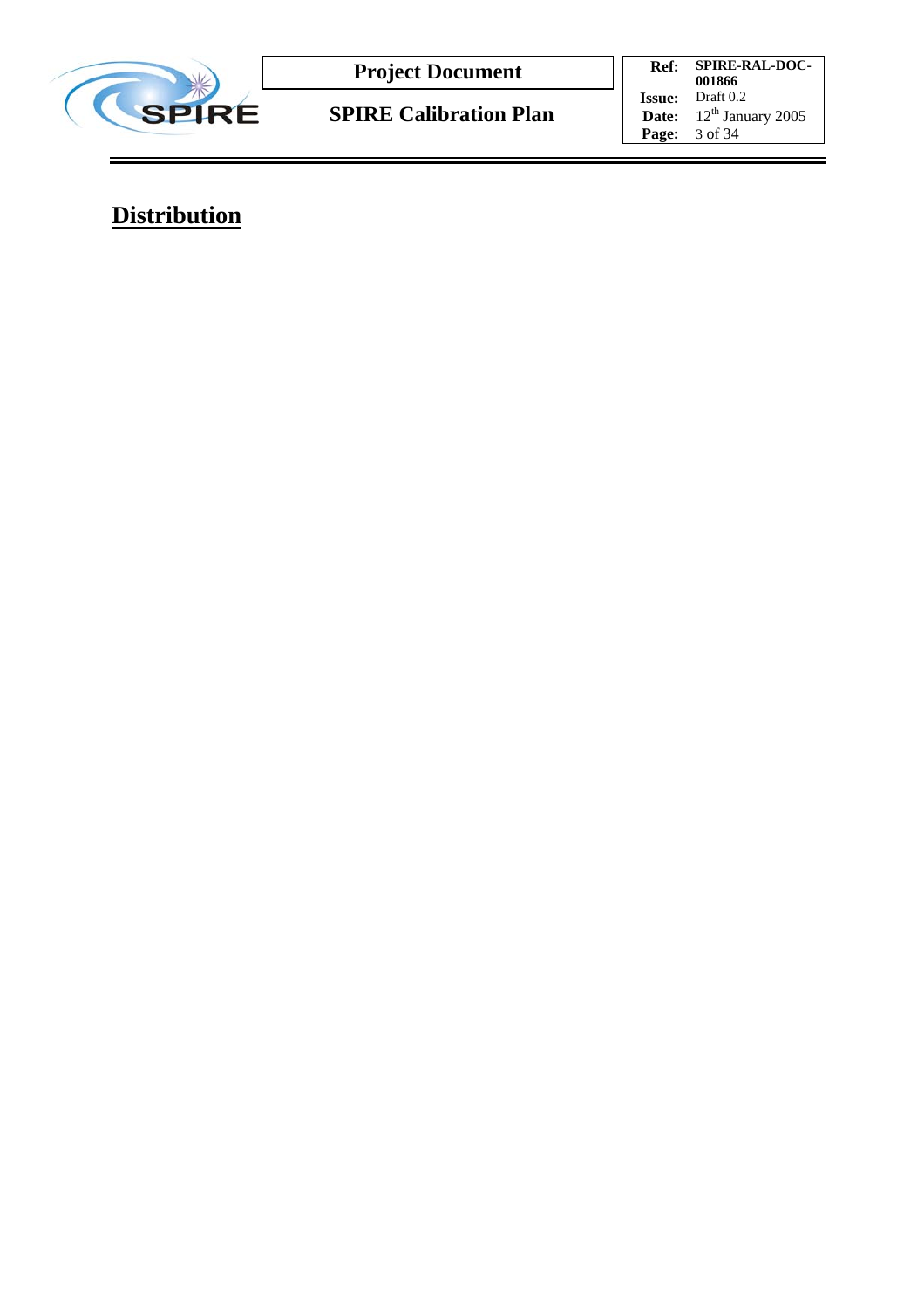# Distribution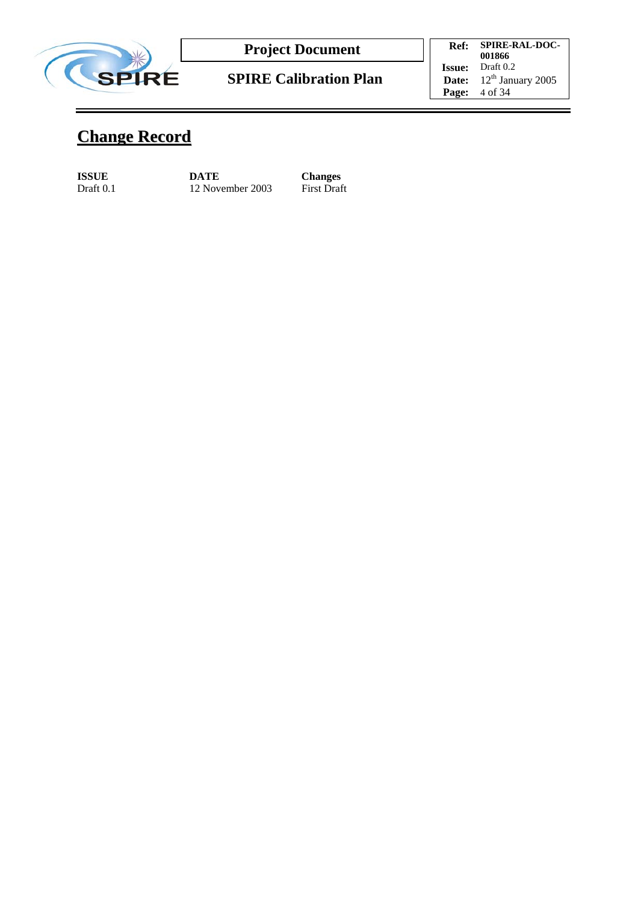# Change Record

| ISSUE | DATE | Changes |
|---|---|---|
| Draft 0.1 | 12 November 2003 | First Draft |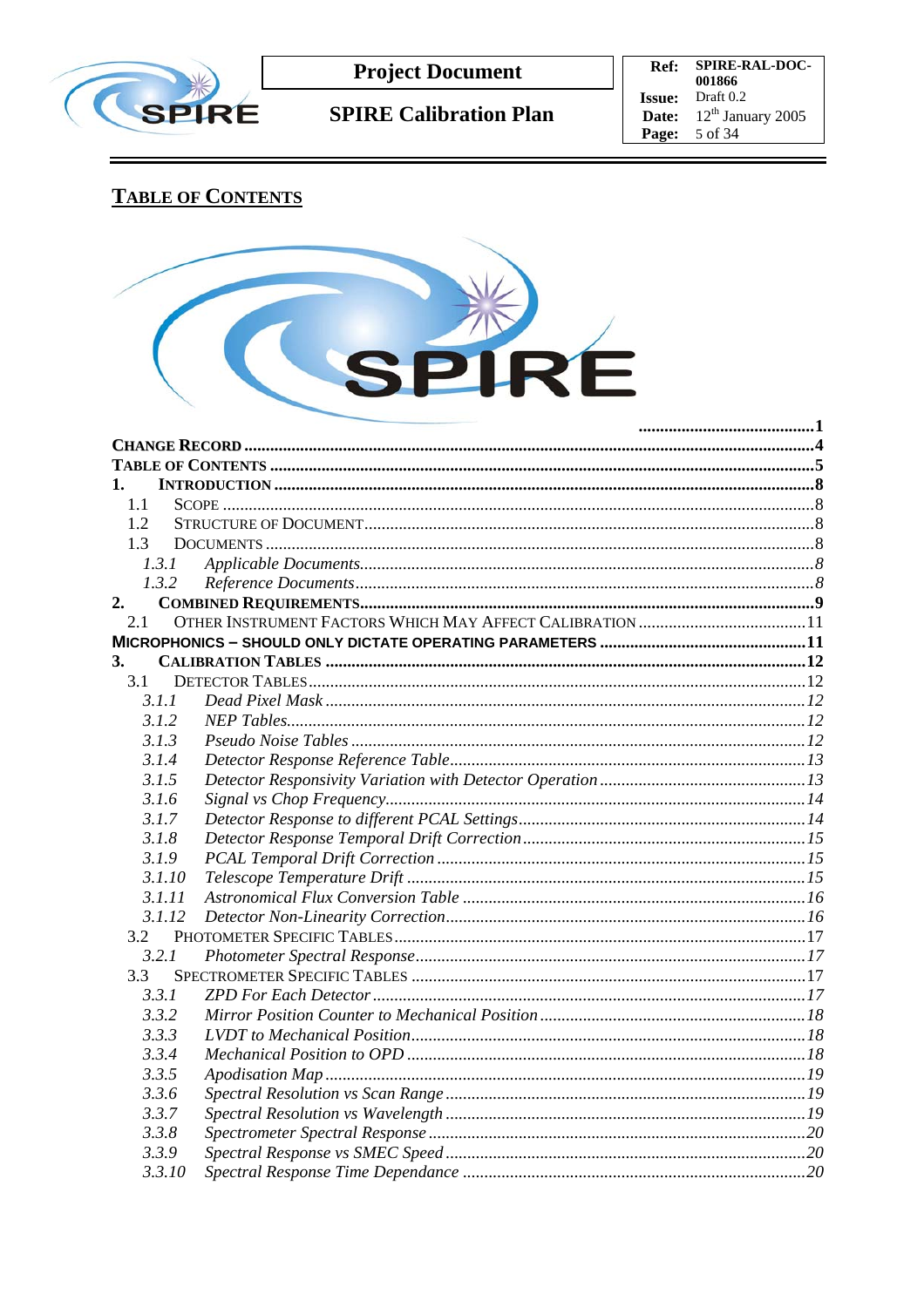## TABLE OF CONTENTS

.........................................1

**CHANGE RECORD** ........................................4

**TABLE OF CONTENTS** ........................................5

**1. INTRODUCTION** ........................................8

- 1.1 SCOPE ........................................8
- 1.2 STRUCTURE OF DOCUMENT ........................................8
- 1.3 DOCUMENTS ........................................8
  - *1.3.1 Applicable Documents........................................8*
  - *1.3.2 Reference Documents........................................8*

**2. COMBINED REQUIREMENTS** ........................................9

- 2.1 OTHER INSTRUMENT FACTORS WHICH MAY AFFECT CALIBRATION ........................................11

**MICROPHONICS – SHOULD ONLY DICTATE OPERATING PARAMETERS** ........................................11

**3. CALIBRATION TABLES** ........................................12

- 3.1 DETECTOR TABLES ........................................12
  - *3.1.1 Dead Pixel Mask ........................................12*
  - *3.1.2 NEP Tables........................................12*
  - *3.1.3 Pseudo Noise Tables ........................................12*
  - *3.1.4 Detector Response Reference Table........................................13*
  - *3.1.5 Detector Responsivity Variation with Detector Operation ........................................13*
  - *3.1.6 Signal vs Chop Frequency........................................14*
  - *3.1.7 Detector Response to different PCAL Settings........................................14*
  - *3.1.8 Detector Response Temporal Drift Correction........................................15*
  - *3.1.9 PCAL Temporal Drift Correction ........................................15*
  - *3.1.10 Telescope Temperature Drift ........................................15*
  - *3.1.11 Astronomical Flux Conversion Table ........................................16*
  - *3.1.12 Detector Non-Linearity Correction........................................16*
- 3.2 PHOTOMETER SPECIFIC TABLES ........................................17
  - *3.2.1 Photometer Spectral Response........................................17*
- 3.3 SPECTROMETER SPECIFIC TABLES ........................................17
  - *3.3.1 ZPD For Each Detector ........................................17*
  - *3.3.2 Mirror Position Counter to Mechanical Position........................................18*
  - *3.3.3 LVDT to Mechanical Position........................................18*
  - *3.3.4 Mechanical Position to OPD ........................................18*
  - *3.3.5 Apodisation Map ........................................19*
  - *3.3.6 Spectral Resolution vs Scan Range ........................................19*
  - *3.3.7 Spectral Resolution vs Wavelength ........................................19*
  - *3.3.8 Spectrometer Spectral Response ........................................20*
  - *3.3.9 Spectral Response vs SMEC Speed ........................................20*
  - *3.3.10 Spectral Response Time Dependance ........................................20*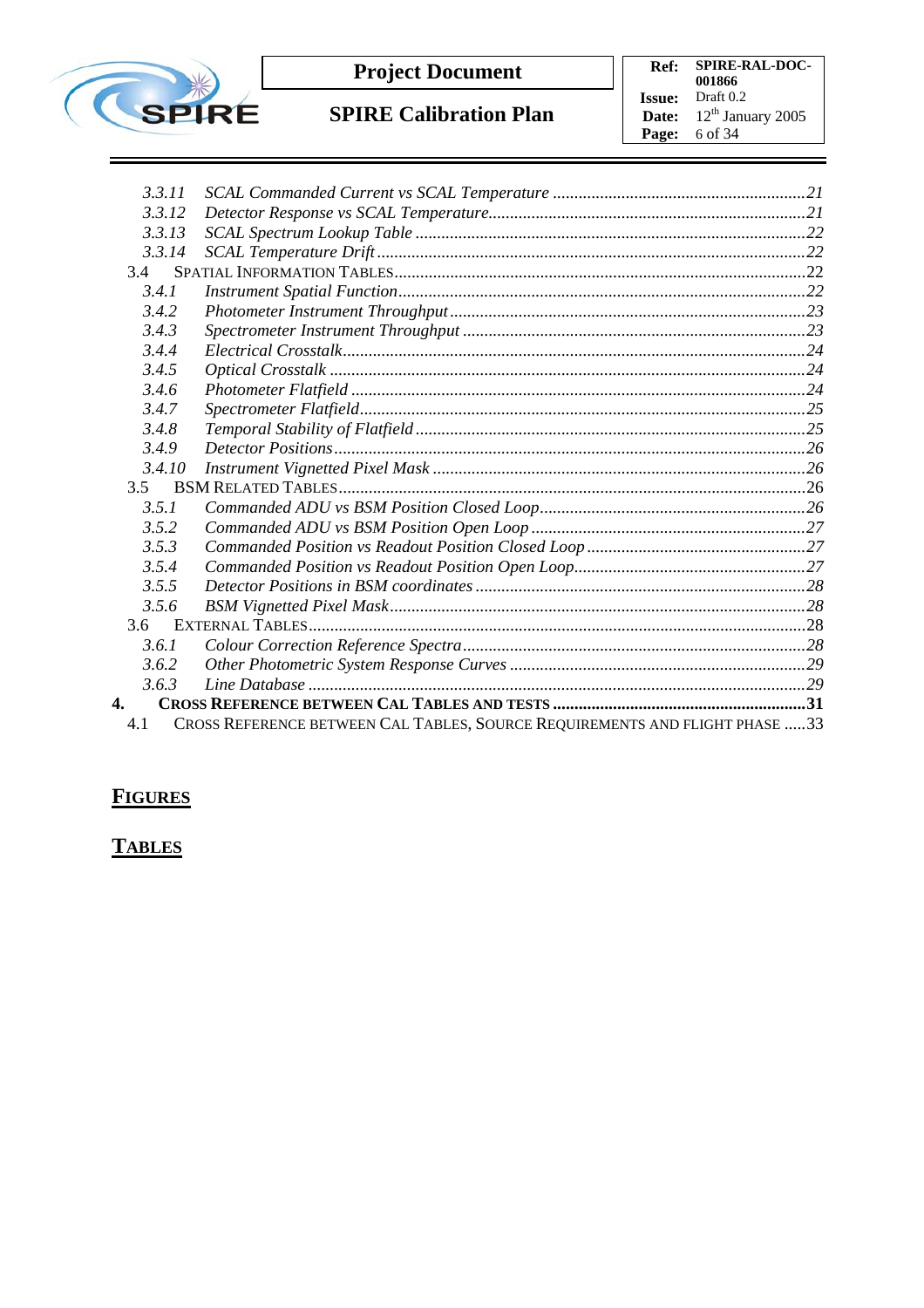3.3.11 *SCAL Commanded Current vs SCAL Temperature* .......... 21
3.3.12 *Detector Response vs SCAL Temperature* .......... 21
3.3.13 *SCAL Spectrum Lookup Table* .......... 22
3.3.14 *SCAL Temperature Drift* .......... 22

3.4 SPATIAL INFORMATION TABLES .......... 22
3.4.1 *Instrument Spatial Function* .......... 22
3.4.2 *Photometer Instrument Throughput* .......... 23
3.4.3 *Spectrometer Instrument Throughput* .......... 23
3.4.4 *Electrical Crosstalk* .......... 24
3.4.5 *Optical Crosstalk* .......... 24
3.4.6 *Photometer Flatfield* .......... 24
3.4.7 *Spectrometer Flatfield* .......... 25
3.4.8 *Temporal Stability of Flatfield* .......... 25
3.4.9 *Detector Positions* .......... 26
3.4.10 *Instrument Vignetted Pixel Mask* .......... 26

3.5 BSM RELATED TABLES .......... 26
3.5.1 *Commanded ADU vs BSM Position Closed Loop* .......... 26
3.5.2 *Commanded ADU vs BSM Position Open Loop* .......... 27
3.5.3 *Commanded Position vs Readout Position Closed Loop* .......... 27
3.5.4 *Commanded Position vs Readout Position Open Loop* .......... 27
3.5.5 *Detector Positions in BSM coordinates* .......... 28
3.5.6 *BSM Vignetted Pixel Mask* .......... 28

3.6 EXTERNAL TABLES .......... 28
3.6.1 *Colour Correction Reference Spectra* .......... 28
3.6.2 *Other Photometric System Response Curves* .......... 29
3.6.3 *Line Database* .......... 29

**4. CROSS REFERENCE BETWEEN CAL TABLES AND TESTS .......... 31**

4.1 CROSS REFERENCE BETWEEN CAL TABLES, SOURCE REQUIREMENTS AND FLIGHT PHASE .......... 33

## FIGURES

## TABLES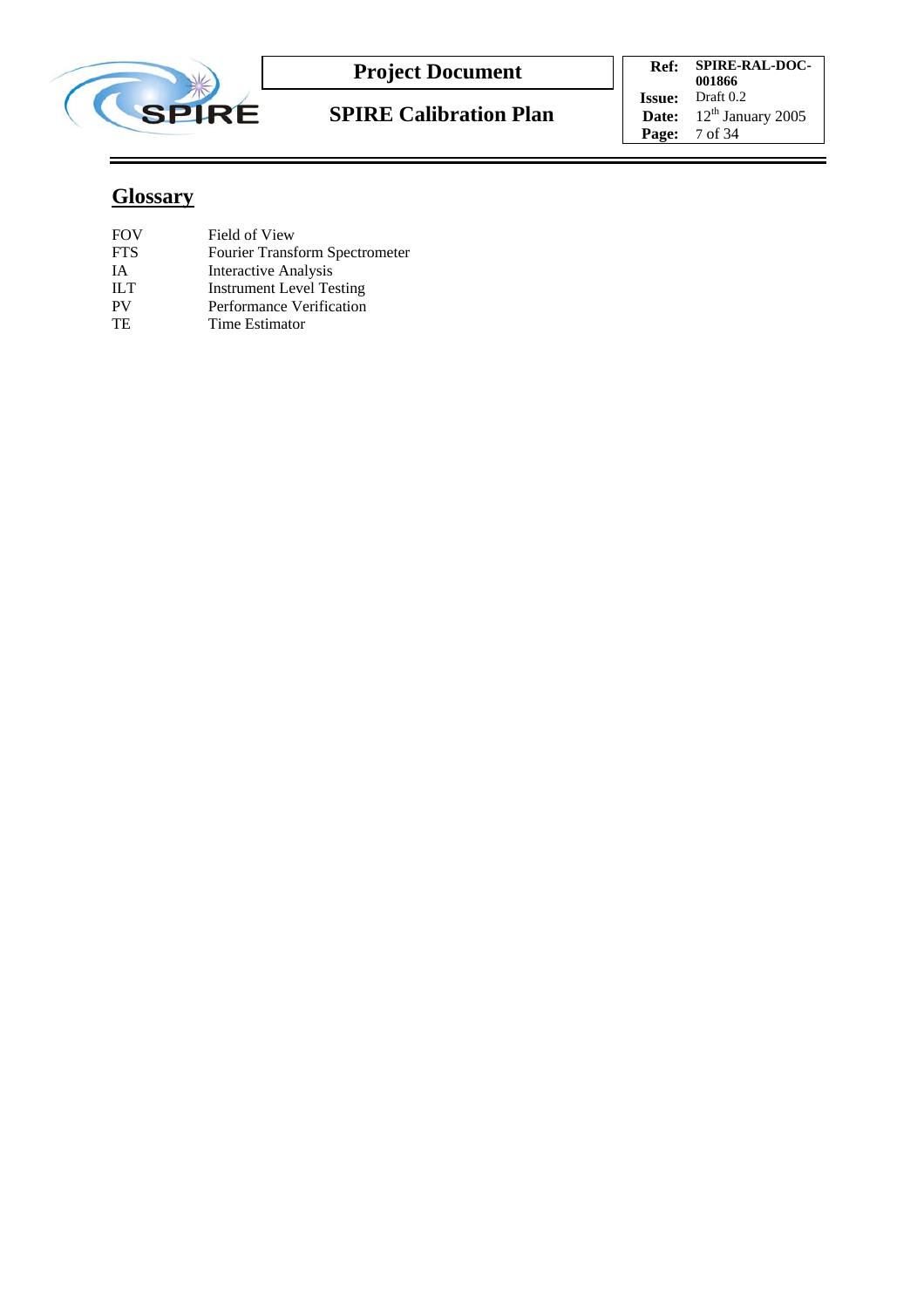## Glossary

| | |
|---|---|
| FOV | Field of View |
| FTS | Fourier Transform Spectrometer |
| IA | Interactive Analysis |
| ILT | Instrument Level Testing |
| PV | Performance Verification |
| TE | Time Estimator |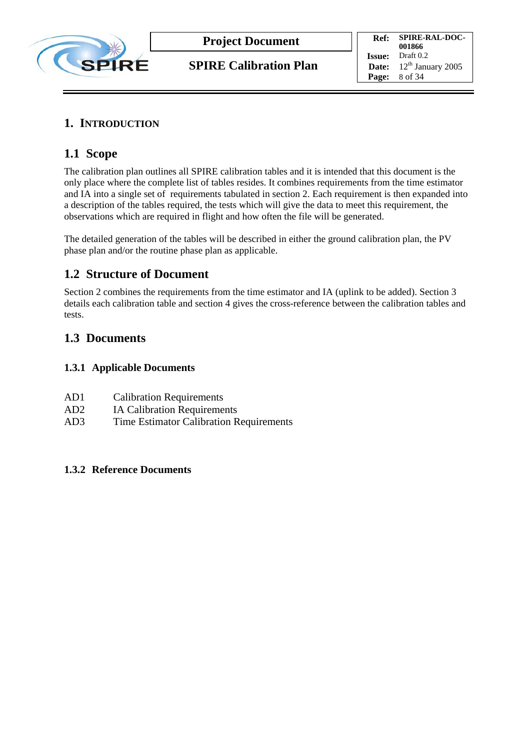# 1. INTRODUCTION

## 1.1 Scope

The calibration plan outlines all SPIRE calibration tables and it is intended that this document is the only place where the complete list of tables resides. It combines requirements from the time estimator and IA into a single set of requirements tabulated in section 2. Each requirement is then expanded into a description of the tables required, the tests which will give the data to meet this requirement, the observations which are required in flight and how often the file will be generated.

The detailed generation of the tables will be described in either the ground calibration plan, the PV phase plan and/or the routine phase plan as applicable.

## 1.2 Structure of Document

Section 2 combines the requirements from the time estimator and IA (uplink to be added). Section 3 details each calibration table and section 4 gives the cross-reference between the calibration tables and tests.

## 1.3 Documents

### 1.3.1 Applicable Documents

AD1 Calibration Requirements
AD2 IA Calibration Requirements
AD3 Time Estimator Calibration Requirements

### 1.3.2 Reference Documents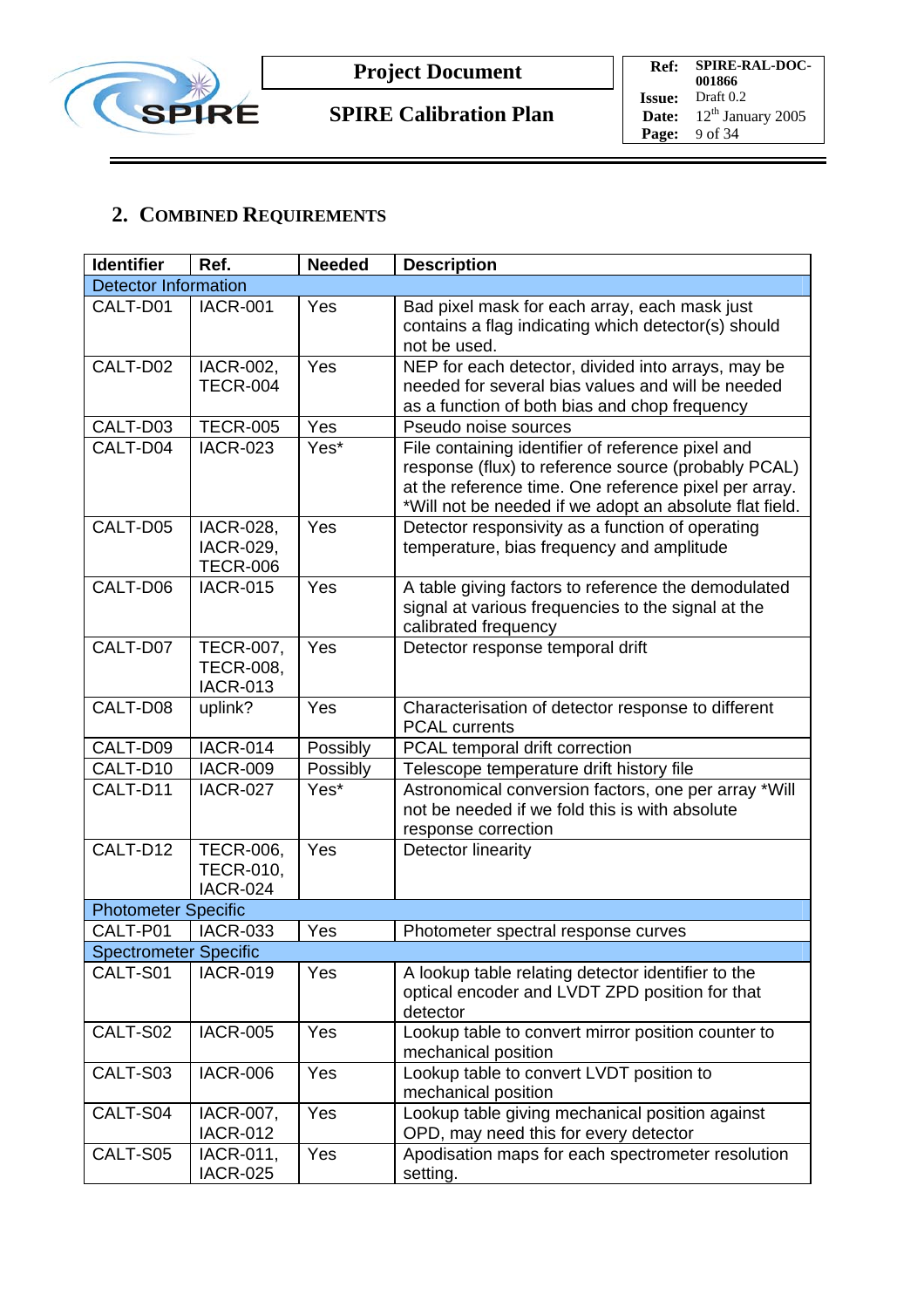## 2. COMBINED REQUIREMENTS

| Identifier | Ref. | Needed | Description |
|---|---|---|---|
| Detector Information | | | |
| CALT-D01 | IACR-001 | Yes | Bad pixel mask for each array, each mask just contains a flag indicating which detector(s) should not be used. |
| CALT-D02 | IACR-002, TECR-004 | Yes | NEP for each detector, divided into arrays, may be needed for several bias values and will be needed as a function of both bias and chop frequency |
| CALT-D03 | TECR-005 | Yes | Pseudo noise sources |
| CALT-D04 | IACR-023 | Yes* | File containing identifier of reference pixel and response (flux) to reference source (probably PCAL) at the reference time. One reference pixel per array. *Will not be needed if we adopt an absolute flat field. |
| CALT-D05 | IACR-028, IACR-029, TECR-006 | Yes | Detector responsivity as a function of operating temperature, bias frequency and amplitude |
| CALT-D06 | IACR-015 | Yes | A table giving factors to reference the demodulated signal at various frequencies to the signal at the calibrated frequency |
| CALT-D07 | TECR-007, TECR-008, IACR-013 | Yes | Detector response temporal drift |
| CALT-D08 | uplink? | Yes | Characterisation of detector response to different PCAL currents |
| CALT-D09 | IACR-014 | Possibly | PCAL temporal drift correction |
| CALT-D10 | IACR-009 | Possibly | Telescope temperature drift history file |
| CALT-D11 | IACR-027 | Yes* | Astronomical conversion factors, one per array *Will not be needed if we fold this is with absolute response correction |
| CALT-D12 | TECR-006, TECR-010, IACR-024 | Yes | Detector linearity |
| Photometer Specific | | | |
| CALT-P01 | IACR-033 | Yes | Photometer spectral response curves |
| Spectrometer Specific | | | |
| CALT-S01 | IACR-019 | Yes | A lookup table relating detector identifier to the optical encoder and LVDT ZPD position for that detector |
| CALT-S02 | IACR-005 | Yes | Lookup table to convert mirror position counter to mechanical position |
| CALT-S03 | IACR-006 | Yes | Lookup table to convert LVDT position to mechanical position |
| CALT-S04 | IACR-007, IACR-012 | Yes | Lookup table giving mechanical position against OPD, may need this for every detector |
| CALT-S05 | IACR-011, IACR-025 | Yes | Apodisation maps for each spectrometer resolution setting. |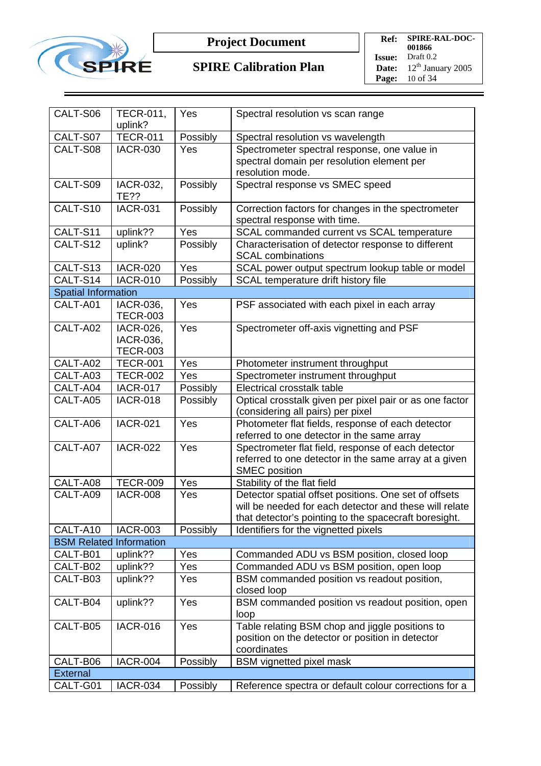| | | | |
|---|---|---|---|
| CALT-S06 | TECR-011, uplink? | Yes | Spectral resolution vs scan range |
| CALT-S07 | TECR-011 | Possibly | Spectral resolution vs wavelength |
| CALT-S08 | IACR-030 | Yes | Spectrometer spectral response, one value in spectral domain per resolution element per resolution mode. |
| CALT-S09 | IACR-032, TE?? | Possibly | Spectral response vs SMEC speed |
| CALT-S10 | IACR-031 | Possibly | Correction factors for changes in the spectrometer spectral response with time. |
| CALT-S11 | uplink?? | Yes | SCAL commanded current vs SCAL temperature |
| CALT-S12 | uplink? | Possibly | Characterisation of detector response to different SCAL combinations |
| CALT-S13 | IACR-020 | Yes | SCAL power output spectrum lookup table or model |
| CALT-S14 | IACR-010 | Possibly | SCAL temperature drift history file |
| Spatial Information | | | |
| CALT-A01 | IACR-036, TECR-003 | Yes | PSF associated with each pixel in each array |
| CALT-A02 | IACR-026, IACR-036, TECR-003 | Yes | Spectrometer off-axis vignetting and PSF |
| CALT-A02 | TECR-001 | Yes | Photometer instrument throughput |
| CALT-A03 | TECR-002 | Yes | Spectrometer instrument throughput |
| CALT-A04 | IACR-017 | Possibly | Electrical crosstalk table |
| CALT-A05 | IACR-018 | Possibly | Optical crosstalk given per pixel pair or as one factor (considering all pairs) per pixel |
| CALT-A06 | IACR-021 | Yes | Photometer flat fields, response of each detector referred to one detector in the same array |
| CALT-A07 | IACR-022 | Yes | Spectrometer flat field, response of each detector referred to one detector in the same array at a given SMEC position |
| CALT-A08 | TECR-009 | Yes | Stability of the flat field |
| CALT-A09 | IACR-008 | Yes | Detector spatial offset positions. One set of offsets will be needed for each detector and these will relate that detector's pointing to the spacecraft boresight. |
| CALT-A10 | IACR-003 | Possibly | Identifiers for the vignetted pixels |
| BSM Related Information | | | |
| CALT-B01 | uplink?? | Yes | Commanded ADU vs BSM position, closed loop |
| CALT-B02 | uplink?? | Yes | Commanded ADU vs BSM position, open loop |
| CALT-B03 | uplink?? | Yes | BSM commanded position vs readout position, closed loop |
| CALT-B04 | uplink?? | Yes | BSM commanded position vs readout position, open loop |
| CALT-B05 | IACR-016 | Yes | Table relating BSM chop and jiggle positions to position on the detector or position in detector coordinates |
| CALT-B06 | IACR-004 | Possibly | BSM vignetted pixel mask |
| External | | | |
| CALT-G01 | IACR-034 | Possibly | Reference spectra or default colour corrections for a |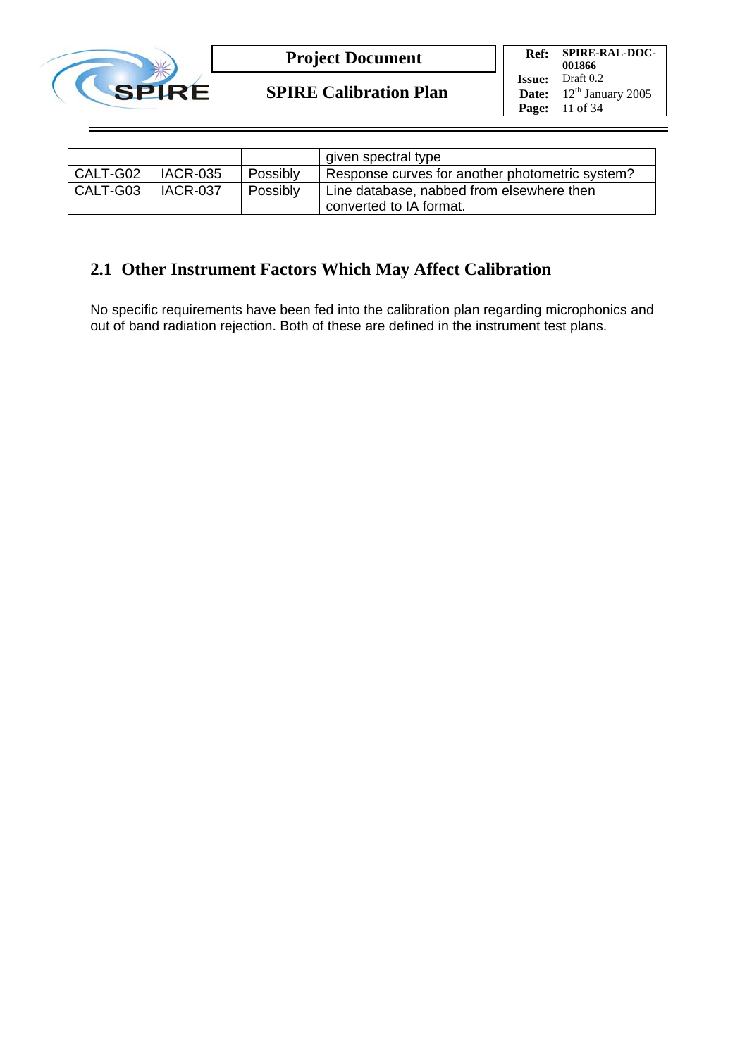| | | | |
|---|---|---|---|
| | | | given spectral type |
| CALT-G02 | IACR-035 | Possibly | Response curves for another photometric system? |
| CALT-G03 | IACR-037 | Possibly | Line database, nabbed from elsewhere then converted to IA format. |

## 2.1 Other Instrument Factors Which May Affect Calibration

No specific requirements have been fed into the calibration plan regarding microphonics and out of band radiation rejection. Both of these are defined in the instrument test plans.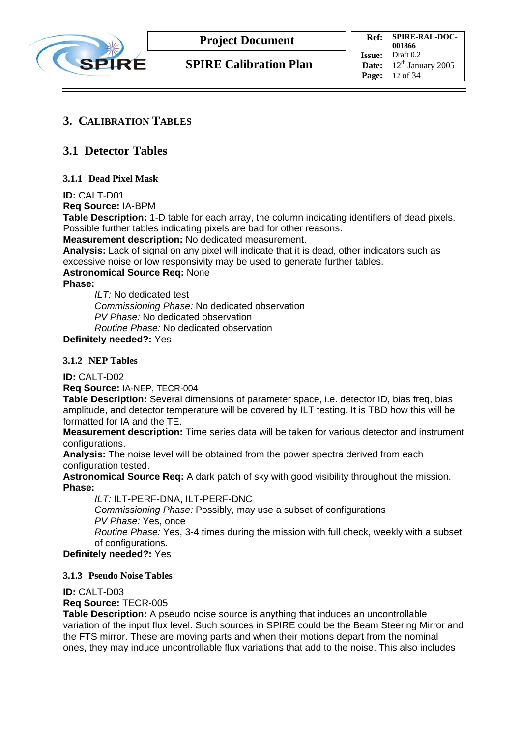# 3. Calibration Tables

## 3.1 Detector Tables

### 3.1.1 Dead Pixel Mask

**ID:** CALT-D01
**Req Source:** IA-BPM
**Table Description:** 1-D table for each array, the column indicating identifiers of dead pixels. Possible further tables indicating pixels are bad for other reasons.
**Measurement description:** No dedicated measurement.
**Analysis:** Lack of signal on any pixel will indicate that it is dead, other indicators such as excessive noise or low responsivity may be used to generate further tables.
**Astronomical Source Req:** None
**Phase:**

> *ILT:* No dedicated test
> *Commissioning Phase:* No dedicated observation
> *PV Phase:* No dedicated observation
> *Routine Phase:* No dedicated observation

**Definitely needed?:** Yes

### 3.1.2 NEP Tables

**ID:** CALT-D02
**Req Source:** IA-NEP, TECR-004
**Table Description:** Several dimensions of parameter space, i.e. detector ID, bias freq, bias amplitude, and detector temperature will be covered by ILT testing. It is TBD how this will be formatted for IA and the TE.
**Measurement description:** Time series data will be taken for various detector and instrument configurations.
**Analysis:** The noise level will be obtained from the power spectra derived from each configuration tested.
**Astronomical Source Req:** A dark patch of sky with good visibility throughout the mission.
**Phase:**

> *ILT:* ILT-PERF-DNA, ILT-PERF-DNC
> *Commissioning Phase:* Possibly, may use a subset of configurations
> *PV Phase:* Yes, once
> *Routine Phase:* Yes, 3-4 times during the mission with full check, weekly with a subset of configurations.

**Definitely needed?:** Yes

### 3.1.3 Pseudo Noise Tables

**ID:** CALT-D03
**Req Source:** TECR-005
**Table Description:** A pseudo noise source is anything that induces an uncontrollable variation of the input flux level. Such sources in SPIRE could be the Beam Steering Mirror and the FTS mirror. These are moving parts and when their motions depart from the nominal ones, they may induce uncontrollable flux variations that add to the noise. This also includes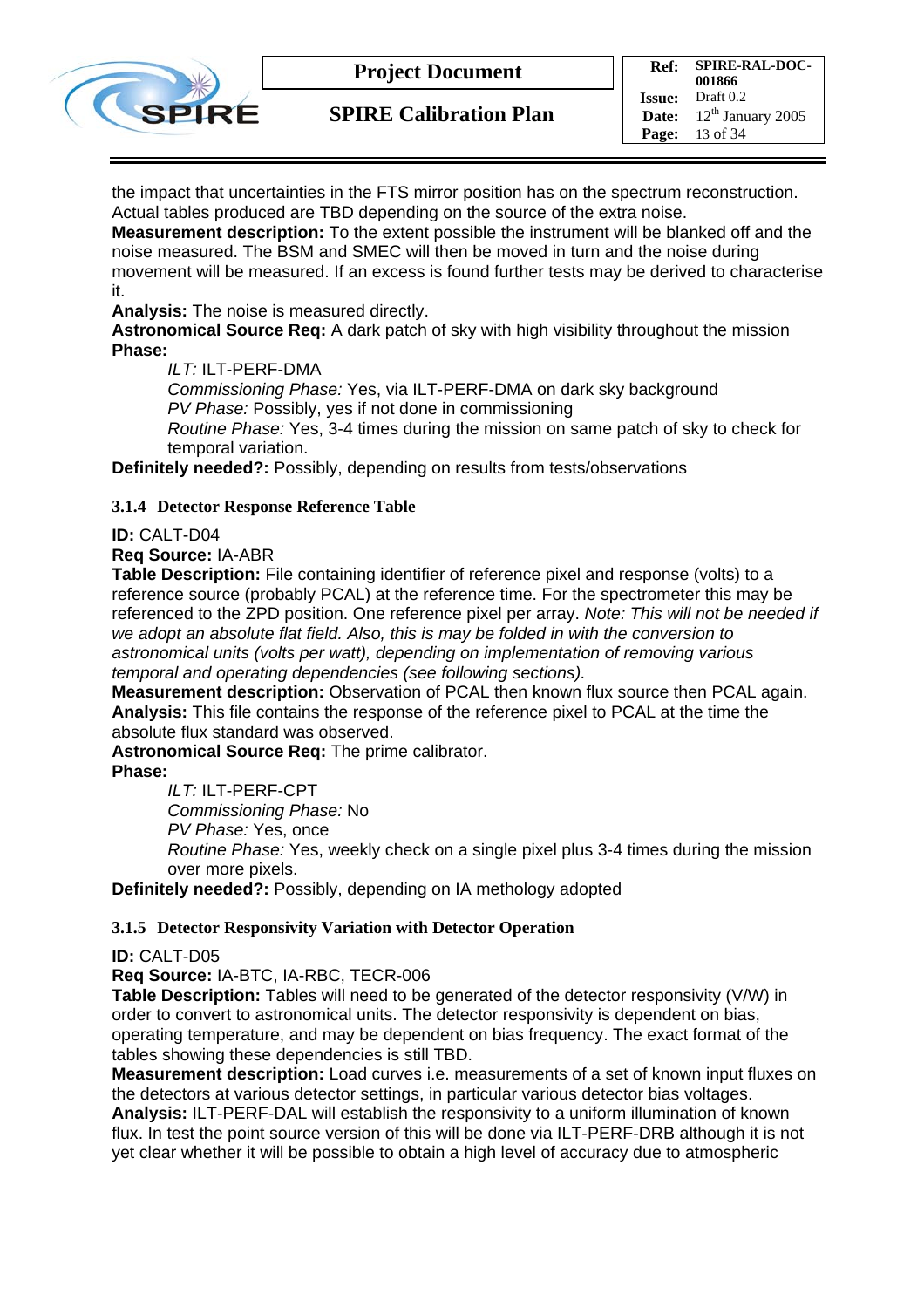the impact that uncertainties in the FTS mirror position has on the spectrum reconstruction. Actual tables produced are TBD depending on the source of the extra noise.

**Measurement description:** To the extent possible the instrument will be blanked off and the noise measured. The BSM and SMEC will then be moved in turn and the noise during movement will be measured. If an excess is found further tests may be derived to characterise it.

**Analysis:** The noise is measured directly.

**Astronomical Source Req:** A dark patch of sky with high visibility throughout the mission

**Phase:**

> *ILT:* ILT-PERF-DMA
> *Commissioning Phase:* Yes, via ILT-PERF-DMA on dark sky background
> *PV Phase:* Possibly, yes if not done in commissioning
> *Routine Phase:* Yes, 3-4 times during the mission on same patch of sky to check for temporal variation.

**Definitely needed?:** Possibly, depending on results from tests/observations

### 3.1.4 Detector Response Reference Table

**ID:** CALT-D04

**Req Source:** IA-ABR

**Table Description:** File containing identifier of reference pixel and response (volts) to a reference source (probably PCAL) at the reference time. For the spectrometer this may be referenced to the ZPD position. One reference pixel per array. *Note: This will not be needed if we adopt an absolute flat field. Also, this is may be folded in with the conversion to astronomical units (volts per watt), depending on implementation of removing various temporal and operating dependencies (see following sections).*

**Measurement description:** Observation of PCAL then known flux source then PCAL again.

**Analysis:** This file contains the response of the reference pixel to PCAL at the time the absolute flux standard was observed.

**Astronomical Source Req:** The prime calibrator.

**Phase:**

> *ILT:* ILT-PERF-CPT
> *Commissioning Phase:* No
> *PV Phase:* Yes, once
> *Routine Phase:* Yes, weekly check on a single pixel plus 3-4 times during the mission over more pixels.

**Definitely needed?:** Possibly, depending on IA methology adopted

### 3.1.5 Detector Responsivity Variation with Detector Operation

**ID:** CALT-D05

**Req Source:** IA-BTC, IA-RBC, TECR-006

**Table Description:** Tables will need to be generated of the detector responsivity (V/W) in order to convert to astronomical units. The detector responsivity is dependent on bias, operating temperature, and may be dependent on bias frequency. The exact format of the tables showing these dependencies is still TBD.

**Measurement description:** Load curves i.e. measurements of a set of known input fluxes on the detectors at various detector settings, in particular various detector bias voltages.

**Analysis:** ILT-PERF-DAL will establish the responsivity to a uniform illumination of known flux. In test the point source version of this will be done via ILT-PERF-DRB although it is not yet clear whether it will be possible to obtain a high level of accuracy due to atmospheric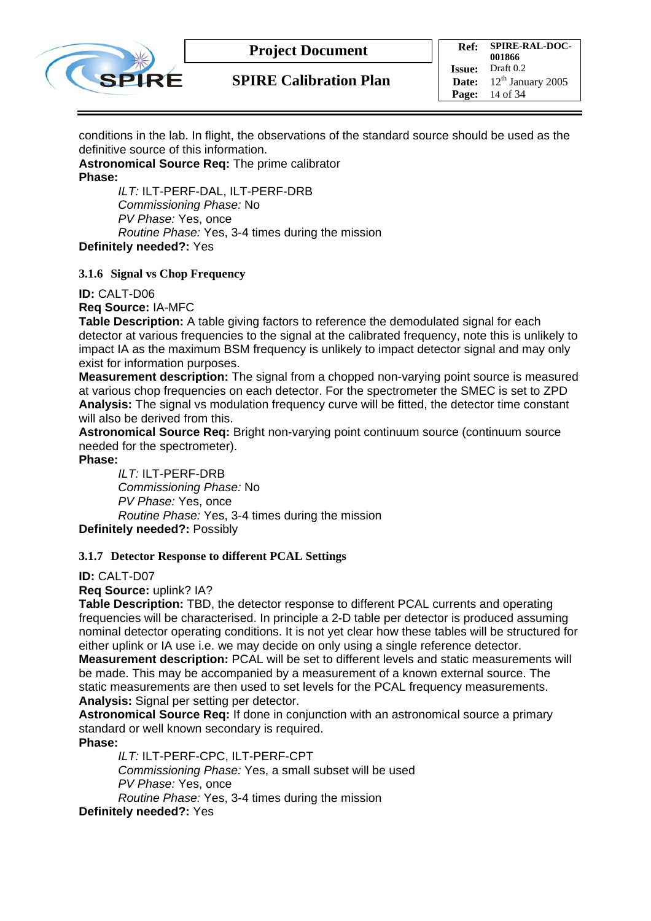conditions in the lab. In flight, the observations of the standard source should be used as the definitive source of this information.
**Astronomical Source Req:** The prime calibrator
**Phase:**

*ILT:* ILT-PERF-DAL, ILT-PERF-DRB
*Commissioning Phase:* No
*PV Phase:* Yes, once
*Routine Phase:* Yes, 3-4 times during the mission

**Definitely needed?:** Yes

### 3.1.6 Signal vs Chop Frequency

**ID:** CALT-D06
**Req Source:** IA-MFC
**Table Description:** A table giving factors to reference the demodulated signal for each detector at various frequencies to the signal at the calibrated frequency, note this is unlikely to impact IA as the maximum BSM frequency is unlikely to impact detector signal and may only exist for information purposes.
**Measurement description:** The signal from a chopped non-varying point source is measured at various chop frequencies on each detector. For the spectrometer the SMEC is set to ZPD
**Analysis:** The signal vs modulation frequency curve will be fitted, the detector time constant will also be derived from this.
**Astronomical Source Req:** Bright non-varying point continuum source (continuum source needed for the spectrometer).
**Phase:**

*ILT:* ILT-PERF-DRB
*Commissioning Phase:* No
*PV Phase:* Yes, once
*Routine Phase:* Yes, 3-4 times during the mission

**Definitely needed?:** Possibly

### 3.1.7 Detector Response to different PCAL Settings

**ID:** CALT-D07
**Req Source:** uplink? IA?
**Table Description:** TBD, the detector response to different PCAL currents and operating frequencies will be characterised. In principle a 2-D table per detector is produced assuming nominal detector operating conditions. It is not yet clear how these tables will be structured for either uplink or IA use i.e. we may decide on only using a single reference detector.
**Measurement description:** PCAL will be set to different levels and static measurements will be made. This may be accompanied by a measurement of a known external source. The static measurements are then used to set levels for the PCAL frequency measurements.
**Analysis:** Signal per setting per detector.
**Astronomical Source Req:** If done in conjunction with an astronomical source a primary standard or well known secondary is required.
**Phase:**

*ILT:* ILT-PERF-CPC, ILT-PERF-CPT
*Commissioning Phase:* Yes, a small subset will be used
*PV Phase:* Yes, once
*Routine Phase:* Yes, 3-4 times during the mission

**Definitely needed?:** Yes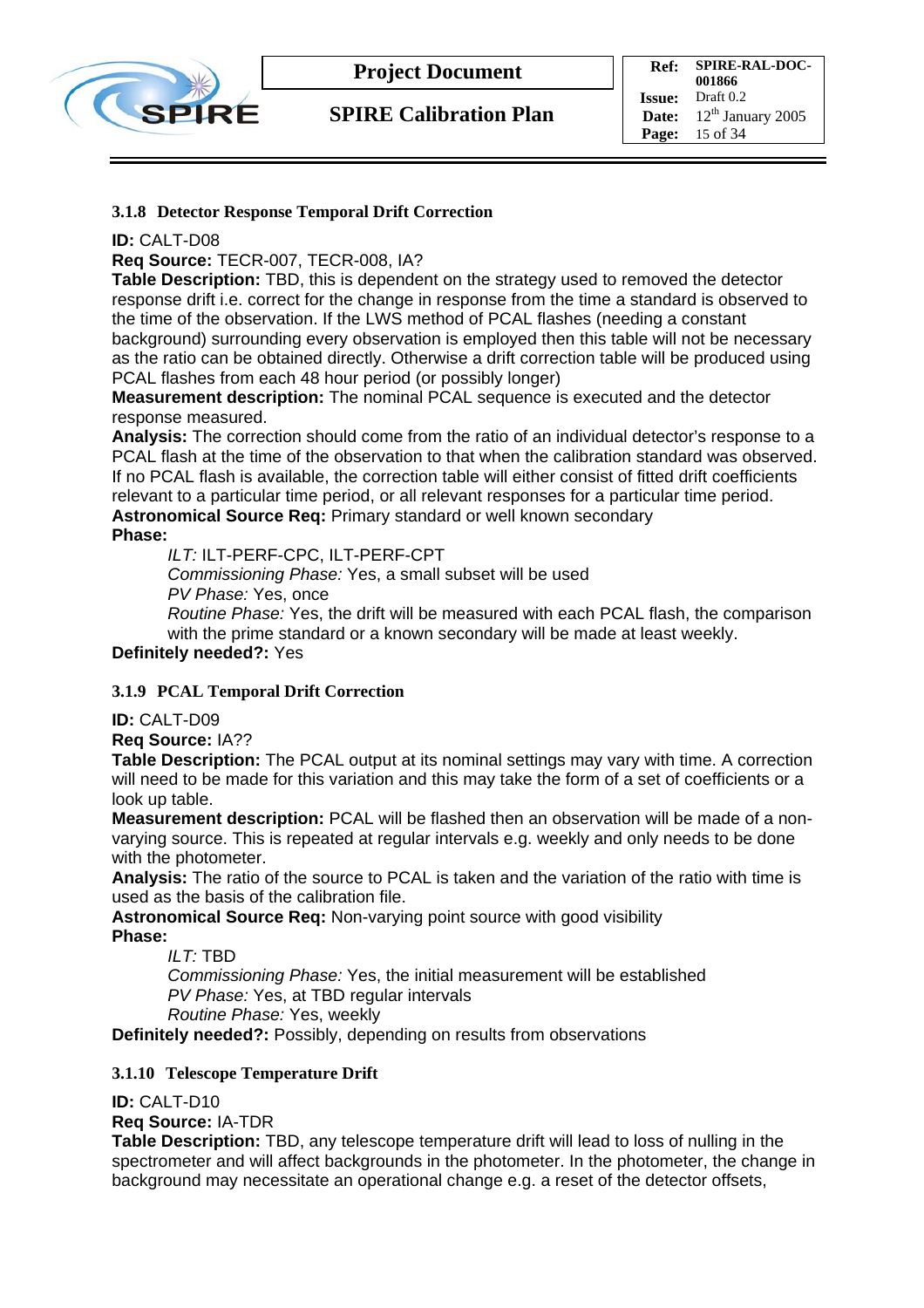### 3.1.8 Detector Response Temporal Drift Correction

**ID:** CALT-D08
**Req Source:** TECR-007, TECR-008, IA?
**Table Description:** TBD, this is dependent on the strategy used to removed the detector response drift i.e. correct for the change in response from the time a standard is observed to the time of the observation. If the LWS method of PCAL flashes (needing a constant background) surrounding every observation is employed then this table will not be necessary as the ratio can be obtained directly. Otherwise a drift correction table will be produced using PCAL flashes from each 48 hour period (or possibly longer)
**Measurement description:** The nominal PCAL sequence is executed and the detector response measured.
**Analysis:** The correction should come from the ratio of an individual detector's response to a PCAL flash at the time of the observation to that when the calibration standard was observed. If no PCAL flash is available, the correction table will either consist of fitted drift coefficients relevant to a particular time period, or all relevant responses for a particular time period.
**Astronomical Source Req:** Primary standard or well known secondary
**Phase:**

*ILT:* ILT-PERF-CPC, ILT-PERF-CPT
*Commissioning Phase:* Yes, a small subset will be used
*PV Phase:* Yes, once
*Routine Phase:* Yes, the drift will be measured with each PCAL flash, the comparison with the prime standard or a known secondary will be made at least weekly.

**Definitely needed?:** Yes

### 3.1.9 PCAL Temporal Drift Correction

**ID:** CALT-D09
**Req Source:** IA??
**Table Description:** The PCAL output at its nominal settings may vary with time. A correction will need to be made for this variation and this may take the form of a set of coefficients or a look up table.
**Measurement description:** PCAL will be flashed then an observation will be made of a non-varying source. This is repeated at regular intervals e.g. weekly and only needs to be done with the photometer.
**Analysis:** The ratio of the source to PCAL is taken and the variation of the ratio with time is used as the basis of the calibration file.
**Astronomical Source Req:** Non-varying point source with good visibility
**Phase:**

*ILT:* TBD
*Commissioning Phase:* Yes, the initial measurement will be established
*PV Phase:* Yes, at TBD regular intervals
*Routine Phase:* Yes, weekly

**Definitely needed?:** Possibly, depending on results from observations

### 3.1.10 Telescope Temperature Drift

**ID:** CALT-D10
**Req Source:** IA-TDR
**Table Description:** TBD, any telescope temperature drift will lead to loss of nulling in the spectrometer and will affect backgrounds in the photometer. In the photometer, the change in background may necessitate an operational change e.g. a reset of the detector offsets,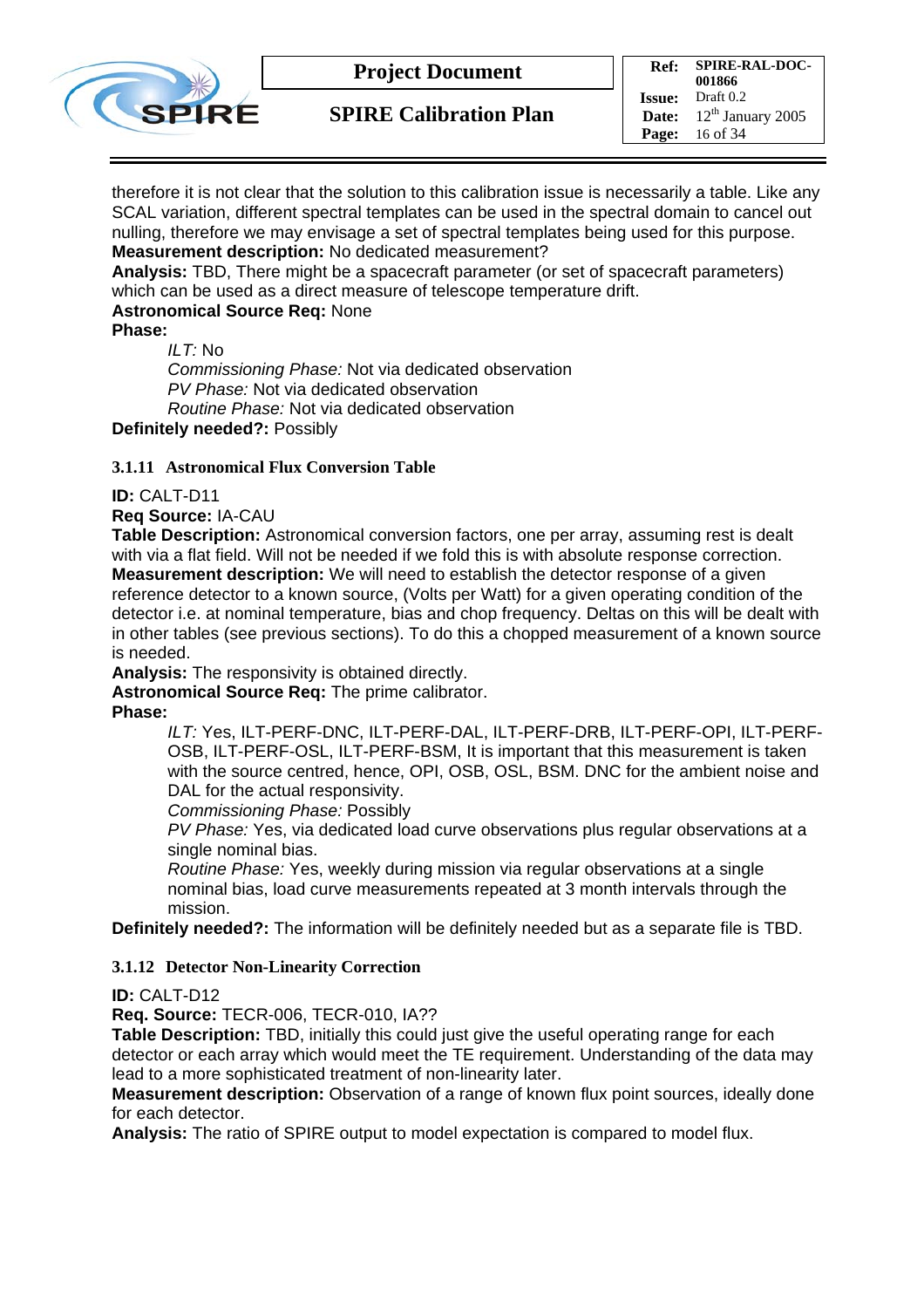therefore it is not clear that the solution to this calibration issue is necessarily a table. Like any SCAL variation, different spectral templates can be used in the spectral domain to cancel out nulling, therefore we may envisage a set of spectral templates being used for this purpose.
**Measurement description:** No dedicated measurement?
**Analysis:** TBD, There might be a spacecraft parameter (or set of spacecraft parameters) which can be used as a direct measure of telescope temperature drift.
**Astronomical Source Req:** None
**Phase:**

*ILT:* No
*Commissioning Phase:* Not via dedicated observation
*PV Phase:* Not via dedicated observation
*Routine Phase:* Not via dedicated observation

**Definitely needed?:** Possibly

### 3.1.11 Astronomical Flux Conversion Table

**ID:** CALT-D11
**Req Source:** IA-CAU
**Table Description:** Astronomical conversion factors, one per array, assuming rest is dealt with via a flat field. Will not be needed if we fold this is with absolute response correction.
**Measurement description:** We will need to establish the detector response of a given reference detector to a known source, (Volts per Watt) for a given operating condition of the detector i.e. at nominal temperature, bias and chop frequency. Deltas on this will be dealt with in other tables (see previous sections). To do this a chopped measurement of a known source is needed.
**Analysis:** The responsivity is obtained directly.
**Astronomical Source Req:** The prime calibrator.
**Phase:**

*ILT:* Yes, ILT-PERF-DNC, ILT-PERF-DAL, ILT-PERF-DRB, ILT-PERF-OPI, ILT-PERF-OSB, ILT-PERF-OSL, ILT-PERF-BSM, It is important that this measurement is taken with the source centred, hence, OPI, OSB, OSL, BSM. DNC for the ambient noise and DAL for the actual responsivity.
*Commissioning Phase:* Possibly
*PV Phase:* Yes, via dedicated load curve observations plus regular observations at a single nominal bias.
*Routine Phase:* Yes, weekly during mission via regular observations at a single nominal bias, load curve measurements repeated at 3 month intervals through the mission.

**Definitely needed?:** The information will be definitely needed but as a separate file is TBD.

### 3.1.12 Detector Non-Linearity Correction

**ID:** CALT-D12
**Req. Source:** TECR-006, TECR-010, IA??
**Table Description:** TBD, initially this could just give the useful operating range for each detector or each array which would meet the TE requirement. Understanding of the data may lead to a more sophisticated treatment of non-linearity later.
**Measurement description:** Observation of a range of known flux point sources, ideally done for each detector.
**Analysis:** The ratio of SPIRE output to model expectation is compared to model flux.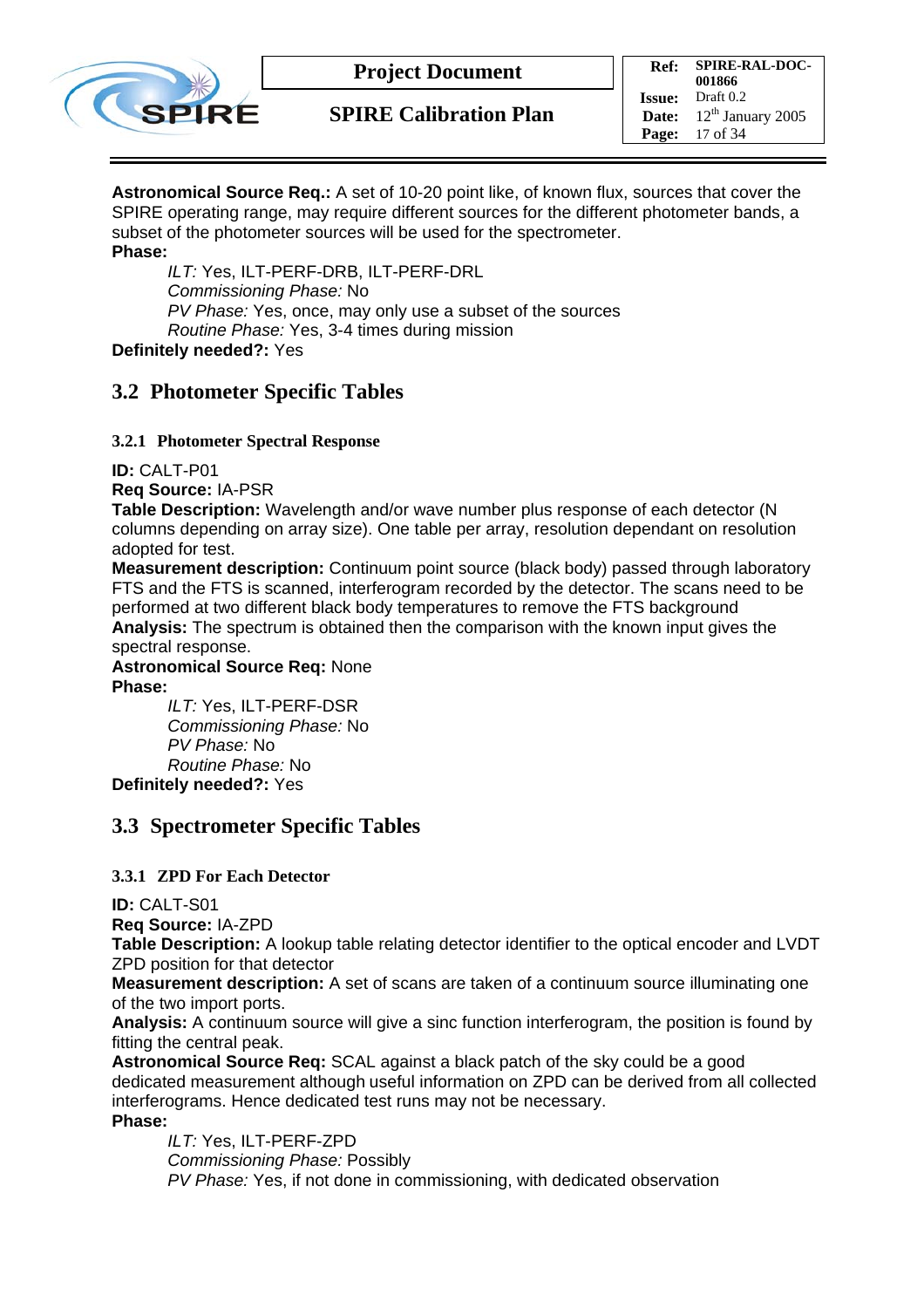**Astronomical Source Req.:** A set of 10-20 point like, of known flux, sources that cover the SPIRE operating range, may require different sources for the different photometer bands, a subset of the photometer sources will be used for the spectrometer.

**Phase:**

*ILT:* Yes, ILT-PERF-DRB, ILT-PERF-DRL
*Commissioning Phase:* No
*PV Phase:* Yes, once, may only use a subset of the sources
*Routine Phase:* Yes, 3-4 times during mission

**Definitely needed?:** Yes

## 3.2 Photometer Specific Tables

### 3.2.1 Photometer Spectral Response

**ID:** CALT-P01
**Req Source:** IA-PSR
**Table Description:** Wavelength and/or wave number plus response of each detector (N columns depending on array size). One table per array, resolution dependant on resolution adopted for test.
**Measurement description:** Continuum point source (black body) passed through laboratory FTS and the FTS is scanned, interferogram recorded by the detector. The scans need to be performed at two different black body temperatures to remove the FTS background
**Analysis:** The spectrum is obtained then the comparison with the known input gives the spectral response.
**Astronomical Source Req:** None
**Phase:**

*ILT:* Yes, ILT-PERF-DSR
*Commissioning Phase:* No
*PV Phase:* No
*Routine Phase:* No

**Definitely needed?:** Yes

## 3.3 Spectrometer Specific Tables

### 3.3.1 ZPD For Each Detector

**ID:** CALT-S01
**Req Source:** IA-ZPD
**Table Description:** A lookup table relating detector identifier to the optical encoder and LVDT ZPD position for that detector
**Measurement description:** A set of scans are taken of a continuum source illuminating one of the two import ports.
**Analysis:** A continuum source will give a sinc function interferogram, the position is found by fitting the central peak.
**Astronomical Source Req:** SCAL against a black patch of the sky could be a good dedicated measurement although useful information on ZPD can be derived from all collected interferograms. Hence dedicated test runs may not be necessary.
**Phase:**

*ILT:* Yes, ILT-PERF-ZPD
*Commissioning Phase:* Possibly
*PV Phase:* Yes, if not done in commissioning, with dedicated observation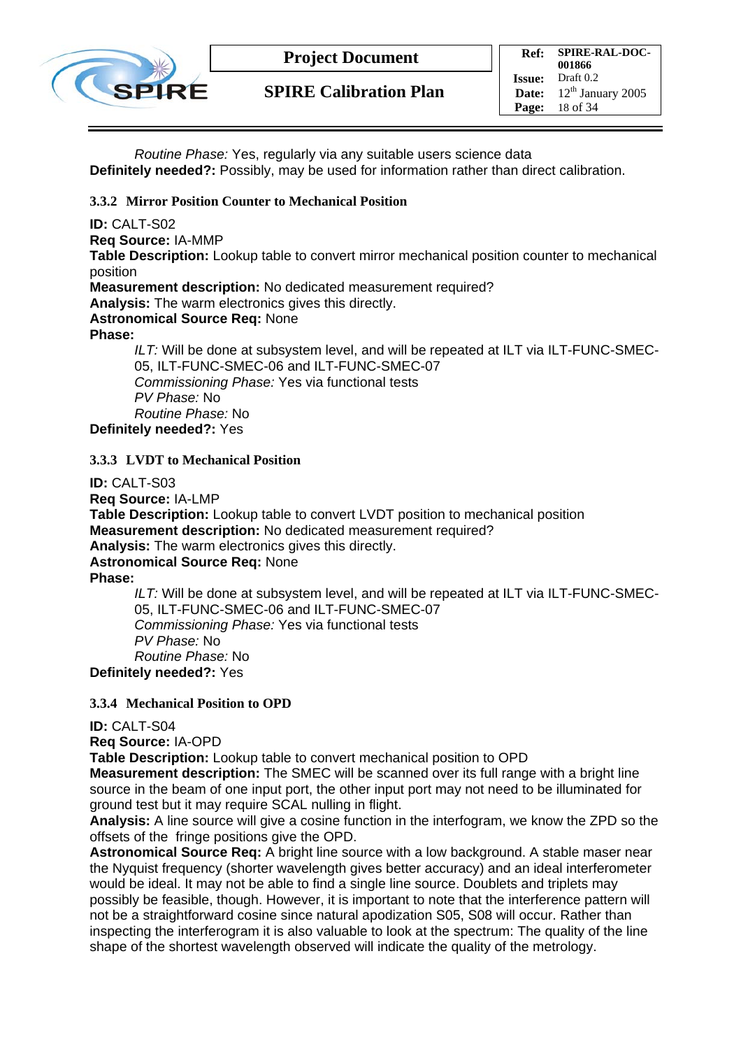*Routine Phase:* Yes, regularly via any suitable users science data
**Definitely needed?:** Possibly, may be used for information rather than direct calibration.

### 3.3.2 Mirror Position Counter to Mechanical Position

**ID:** CALT-S02
**Req Source:** IA-MMP
**Table Description:** Lookup table to convert mirror mechanical position counter to mechanical position
**Measurement description:** No dedicated measurement required?
**Analysis:** The warm electronics gives this directly.
**Astronomical Source Req:** None
**Phase:**

*ILT:* Will be done at subsystem level, and will be repeated at ILT via ILT-FUNC-SMEC-05, ILT-FUNC-SMEC-06 and ILT-FUNC-SMEC-07
*Commissioning Phase:* Yes via functional tests
*PV Phase:* No
*Routine Phase:* No

**Definitely needed?:** Yes

### 3.3.3 LVDT to Mechanical Position

**ID:** CALT-S03
**Req Source:** IA-LMP
**Table Description:** Lookup table to convert LVDT position to mechanical position
**Measurement description:** No dedicated measurement required?
**Analysis:** The warm electronics gives this directly.
**Astronomical Source Req:** None
**Phase:**

*ILT:* Will be done at subsystem level, and will be repeated at ILT via ILT-FUNC-SMEC-05, ILT-FUNC-SMEC-06 and ILT-FUNC-SMEC-07
*Commissioning Phase:* Yes via functional tests
*PV Phase:* No
*Routine Phase:* No

**Definitely needed?:** Yes

### 3.3.4 Mechanical Position to OPD

**ID:** CALT-S04
**Req Source:** IA-OPD
**Table Description:** Lookup table to convert mechanical position to OPD
**Measurement description:** The SMEC will be scanned over its full range with a bright line source in the beam of one input port, the other input port may not need to be illuminated for ground test but it may require SCAL nulling in flight.
**Analysis:** A line source will give a cosine function in the interfogram, we know the ZPD so the offsets of the fringe positions give the OPD.
**Astronomical Source Req:** A bright line source with a low background. A stable maser near the Nyquist frequency (shorter wavelength gives better accuracy) and an ideal interferometer would be ideal. It may not be able to find a single line source. Doublets and triplets may possibly be feasible, though. However, it is important to note that the interference pattern will not be a straightforward cosine since natural apodization S05, S08 will occur. Rather than inspecting the interferogram it is also valuable to look at the spectrum: The quality of the line shape of the shortest wavelength observed will indicate the quality of the metrology.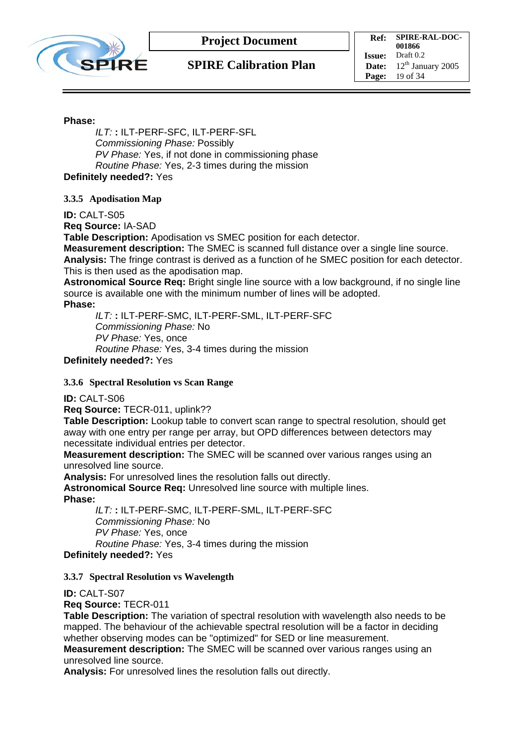**Phase:**

*ILT:* **:** ILT-PERF-SFC, ILT-PERF-SFL
*Commissioning Phase:* Possibly
*PV Phase:* Yes, if not done in commissioning phase
*Routine Phase:* Yes, 2-3 times during the mission

**Definitely needed?:** Yes

### 3.3.5 Apodisation Map

**ID:** CALT-S05
**Req Source:** IA-SAD
**Table Description:** Apodisation vs SMEC position for each detector.
**Measurement description:** The SMEC is scanned full distance over a single line source.
**Analysis:** The fringe contrast is derived as a function of he SMEC position for each detector. This is then used as the apodisation map.
**Astronomical Source Req:** Bright single line source with a low background, if no single line source is available one with the minimum number of lines will be adopted.
**Phase:**

*ILT:* **:** ILT-PERF-SMC, ILT-PERF-SML, ILT-PERF-SFC
*Commissioning Phase:* No
*PV Phase:* Yes, once
*Routine Phase:* Yes, 3-4 times during the mission

**Definitely needed?:** Yes

### 3.3.6 Spectral Resolution vs Scan Range

**ID:** CALT-S06
**Req Source:** TECR-011, uplink??
**Table Description:** Lookup table to convert scan range to spectral resolution, should get away with one entry per range per array, but OPD differences between detectors may necessitate individual entries per detector.
**Measurement description:** The SMEC will be scanned over various ranges using an unresolved line source.
**Analysis:** For unresolved lines the resolution falls out directly.
**Astronomical Source Req:** Unresolved line source with multiple lines.
**Phase:**

*ILT:* **:** ILT-PERF-SMC, ILT-PERF-SML, ILT-PERF-SFC
*Commissioning Phase:* No
*PV Phase:* Yes, once
*Routine Phase:* Yes, 3-4 times during the mission

**Definitely needed?:** Yes

### 3.3.7 Spectral Resolution vs Wavelength

**ID:** CALT-S07
**Req Source:** TECR-011
**Table Description:** The variation of spectral resolution with wavelength also needs to be mapped. The behaviour of the achievable spectral resolution will be a factor in deciding whether observing modes can be "optimized" for SED or line measurement.
**Measurement description:** The SMEC will be scanned over various ranges using an unresolved line source.
**Analysis:** For unresolved lines the resolution falls out directly.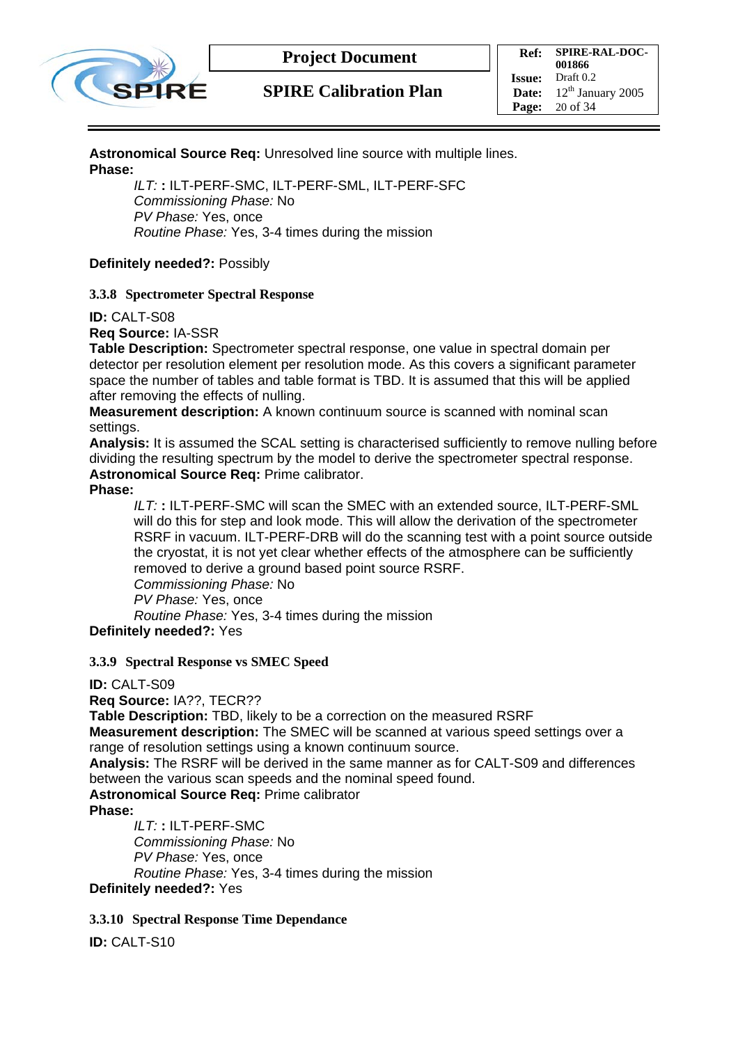**Astronomical Source Req:** Unresolved line source with multiple lines.
**Phase:**

> *ILT:* **:** ILT-PERF-SMC, ILT-PERF-SML, ILT-PERF-SFC
> *Commissioning Phase:* No
> *PV Phase:* Yes, once
> *Routine Phase:* Yes, 3-4 times during the mission

**Definitely needed?:** Possibly

### 3.3.8 Spectrometer Spectral Response

**ID:** CALT-S08
**Req Source:** IA-SSR
**Table Description:** Spectrometer spectral response, one value in spectral domain per detector per resolution element per resolution mode. As this covers a significant parameter space the number of tables and table format is TBD. It is assumed that this will be applied after removing the effects of nulling.
**Measurement description:** A known continuum source is scanned with nominal scan settings.
**Analysis:** It is assumed the SCAL setting is characterised sufficiently to remove nulling before dividing the resulting spectrum by the model to derive the spectrometer spectral response.
**Astronomical Source Req:** Prime calibrator.
**Phase:**

> *ILT:* **:** ILT-PERF-SMC will scan the SMEC with an extended source, ILT-PERF-SML will do this for step and look mode. This will allow the derivation of the spectrometer RSRF in vacuum. ILT-PERF-DRB will do the scanning test with a point source outside the cryostat, it is not yet clear whether effects of the atmosphere can be sufficiently removed to derive a ground based point source RSRF.
> *Commissioning Phase:* No
> *PV Phase:* Yes, once
> *Routine Phase:* Yes, 3-4 times during the mission

**Definitely needed?:** Yes

### 3.3.9 Spectral Response vs SMEC Speed

**ID:** CALT-S09
**Req Source:** IA??, TECR??
**Table Description:** TBD, likely to be a correction on the measured RSRF
**Measurement description:** The SMEC will be scanned at various speed settings over a range of resolution settings using a known continuum source.
**Analysis:** The RSRF will be derived in the same manner as for CALT-S09 and differences between the various scan speeds and the nominal speed found.
**Astronomical Source Req:** Prime calibrator
**Phase:**

> *ILT:* **:** ILT-PERF-SMC
> *Commissioning Phase:* No
> *PV Phase:* Yes, once
> *Routine Phase:* Yes, 3-4 times during the mission

**Definitely needed?:** Yes

### 3.3.10 Spectral Response Time Dependance

**ID:** CALT-S10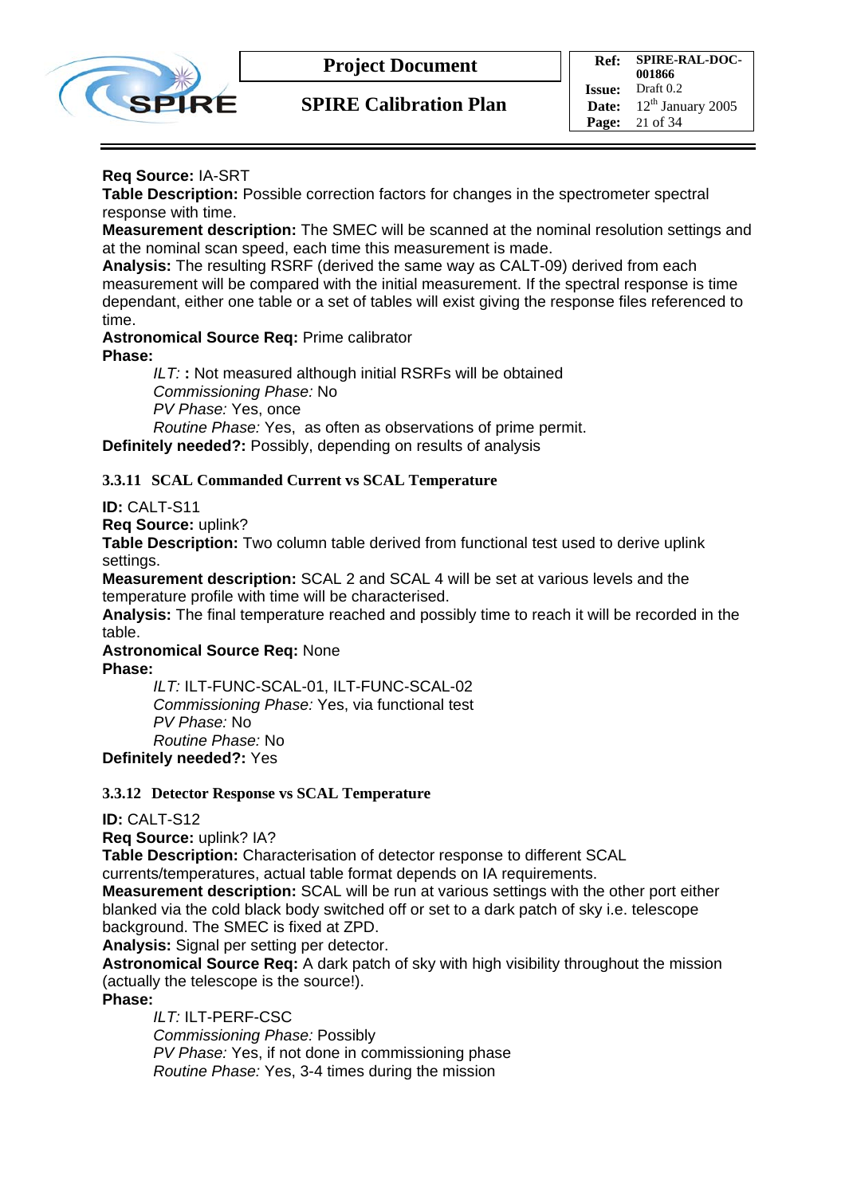**Req Source:** IA-SRT
**Table Description:** Possible correction factors for changes in the spectrometer spectral response with time.
**Measurement description:** The SMEC will be scanned at the nominal resolution settings and at the nominal scan speed, each time this measurement is made.
**Analysis:** The resulting RSRF (derived the same way as CALT-09) derived from each measurement will be compared with the initial measurement. If the spectral response is time dependant, either one table or a set of tables will exist giving the response files referenced to time.
**Astronomical Source Req:** Prime calibrator
**Phase:**

> *ILT:* **:** Not measured although initial RSRFs will be obtained
> *Commissioning Phase:* No
> *PV Phase:* Yes, once
> *Routine Phase:* Yes,  as often as observations of prime permit.

**Definitely needed?:** Possibly, depending on results of analysis

### 3.3.11 SCAL Commanded Current vs SCAL Temperature

**ID:** CALT-S11
**Req Source:** uplink?
**Table Description:** Two column table derived from functional test used to derive uplink settings.
**Measurement description:** SCAL 2 and SCAL 4 will be set at various levels and the temperature profile with time will be characterised.
**Analysis:** The final temperature reached and possibly time to reach it will be recorded in the table.
**Astronomical Source Req:** None
**Phase:**

> *ILT:* ILT-FUNC-SCAL-01, ILT-FUNC-SCAL-02
> *Commissioning Phase:* Yes, via functional test
> *PV Phase:* No
> *Routine Phase:* No

**Definitely needed?:** Yes

### 3.3.12 Detector Response vs SCAL Temperature

**ID:** CALT-S12
**Req Source:** uplink? IA?
**Table Description:** Characterisation of detector response to different SCAL currents/temperatures, actual table format depends on IA requirements.
**Measurement description:** SCAL will be run at various settings with the other port either blanked via the cold black body switched off or set to a dark patch of sky i.e. telescope background. The SMEC is fixed at ZPD.
**Analysis:** Signal per setting per detector.
**Astronomical Source Req:** A dark patch of sky with high visibility throughout the mission (actually the telescope is the source!).
**Phase:**

> *ILT:* ILT-PERF-CSC
> *Commissioning Phase:* Possibly
> *PV Phase:* Yes, if not done in commissioning phase
> *Routine Phase:* Yes, 3-4 times during the mission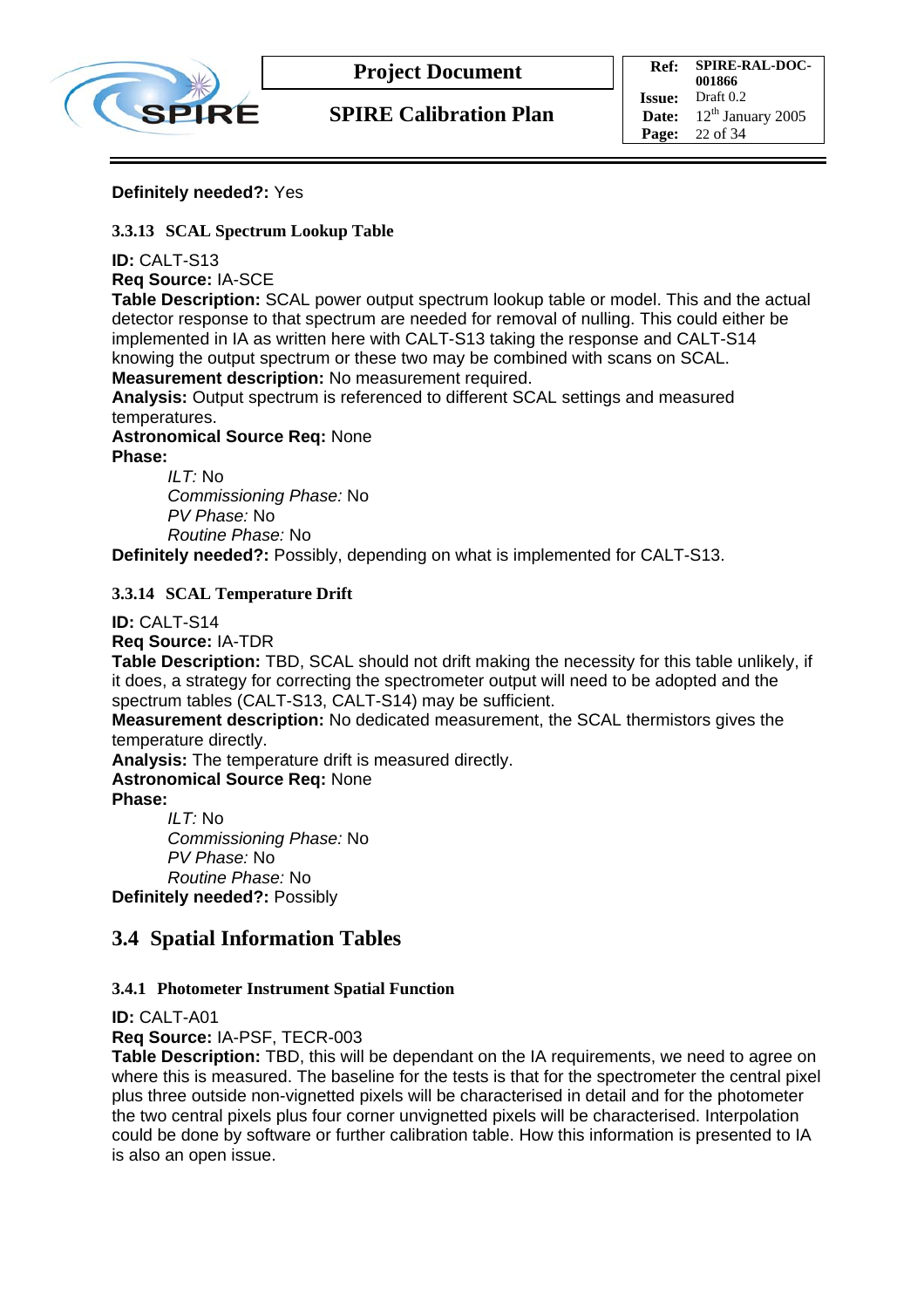**Definitely needed?:** Yes

### 3.3.13 SCAL Spectrum Lookup Table

**ID:** CALT-S13
**Req Source:** IA-SCE
**Table Description:** SCAL power output spectrum lookup table or model. This and the actual detector response to that spectrum are needed for removal of nulling. This could either be implemented in IA as written here with CALT-S13 taking the response and CALT-S14 knowing the output spectrum or these two may be combined with scans on SCAL.
**Measurement description:** No measurement required.
**Analysis:** Output spectrum is referenced to different SCAL settings and measured temperatures.
**Astronomical Source Req:** None
**Phase:**

*ILT:* No
*Commissioning Phase:* No
*PV Phase:* No
*Routine Phase:* No

**Definitely needed?:** Possibly, depending on what is implemented for CALT-S13.

### 3.3.14 SCAL Temperature Drift

**ID:** CALT-S14
**Req Source:** IA-TDR
**Table Description:** TBD, SCAL should not drift making the necessity for this table unlikely, if it does, a strategy for correcting the spectrometer output will need to be adopted and the spectrum tables (CALT-S13, CALT-S14) may be sufficient.
**Measurement description:** No dedicated measurement, the SCAL thermistors gives the temperature directly.
**Analysis:** The temperature drift is measured directly.
**Astronomical Source Req:** None
**Phase:**

*ILT:* No
*Commissioning Phase:* No
*PV Phase:* No
*Routine Phase:* No

**Definitely needed?:** Possibly

## 3.4 Spatial Information Tables

### 3.4.1 Photometer Instrument Spatial Function

**ID:** CALT-A01
**Req Source:** IA-PSF, TECR-003
**Table Description:** TBD, this will be dependant on the IA requirements, we need to agree on where this is measured. The baseline for the tests is that for the spectrometer the central pixel plus three outside non-vignetted pixels will be characterised in detail and for the photometer the two central pixels plus four corner unvignetted pixels will be characterised. Interpolation could be done by software or further calibration table. How this information is presented to IA is also an open issue.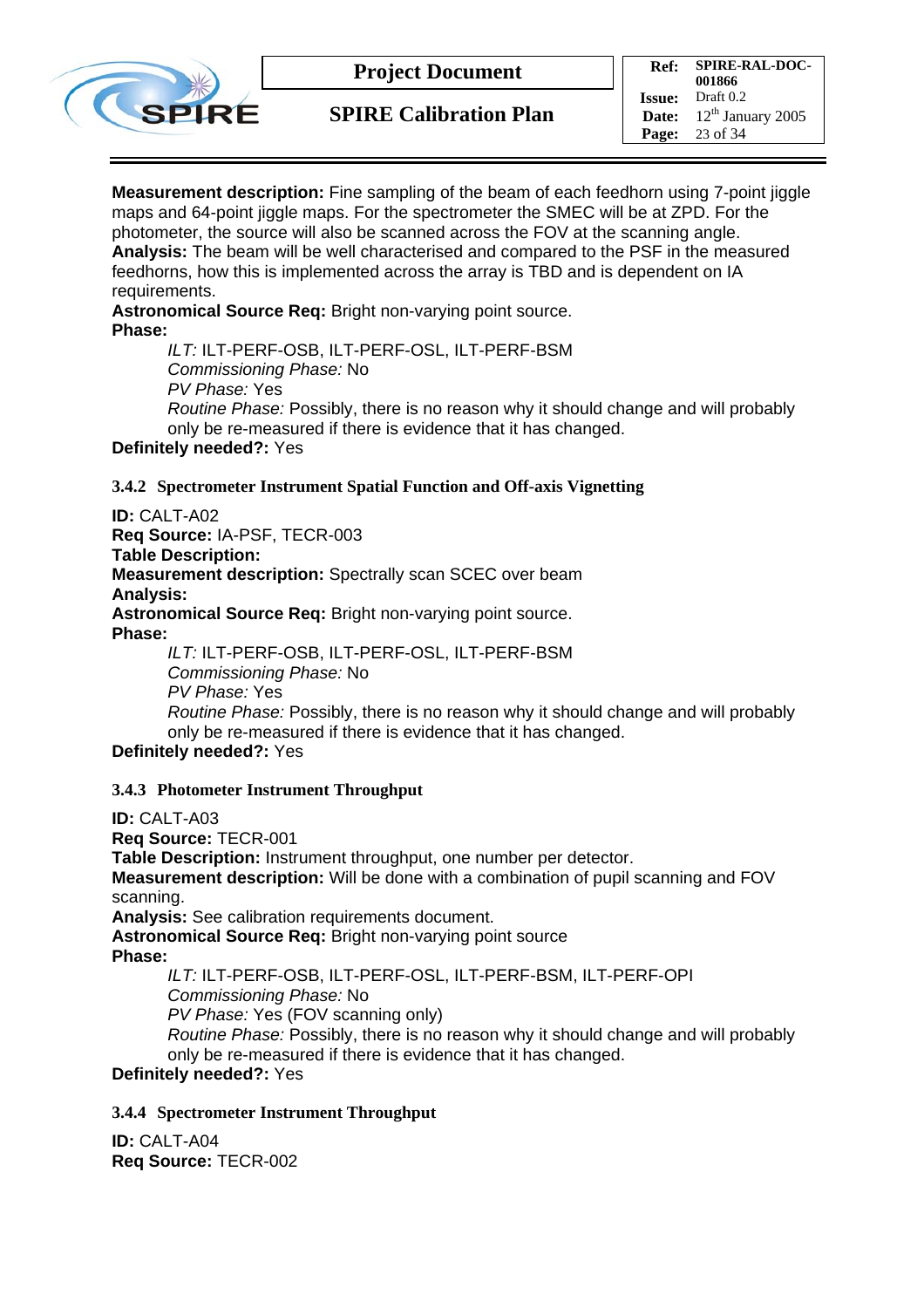**Measurement description:** Fine sampling of the beam of each feedhorn using 7-point jiggle maps and 64-point jiggle maps. For the spectrometer the SMEC will be at ZPD. For the photometer, the source will also be scanned across the FOV at the scanning angle.
**Analysis:** The beam will be well characterised and compared to the PSF in the measured feedhorns, how this is implemented across the array is TBD and is dependent on IA requirements.
**Astronomical Source Req:** Bright non-varying point source.
**Phase:**

> *ILT:* ILT-PERF-OSB, ILT-PERF-OSL, ILT-PERF-BSM
> *Commissioning Phase:* No
> *PV Phase:* Yes
> *Routine Phase:* Possibly, there is no reason why it should change and will probably only be re-measured if there is evidence that it has changed.

**Definitely needed?:** Yes

### 3.4.2 Spectrometer Instrument Spatial Function and Off-axis Vignetting

**ID:** CALT-A02
**Req Source:** IA-PSF, TECR-003
**Table Description:**
**Measurement description:** Spectrally scan SCEC over beam
**Analysis:**
**Astronomical Source Req:** Bright non-varying point source.
**Phase:**

> *ILT:* ILT-PERF-OSB, ILT-PERF-OSL, ILT-PERF-BSM
> *Commissioning Phase:* No
> *PV Phase:* Yes
> *Routine Phase:* Possibly, there is no reason why it should change and will probably only be re-measured if there is evidence that it has changed.

**Definitely needed?:** Yes

### 3.4.3 Photometer Instrument Throughput

**ID:** CALT-A03
**Req Source:** TECR-001
**Table Description:** Instrument throughput, one number per detector.
**Measurement description:** Will be done with a combination of pupil scanning and FOV scanning.
**Analysis:** See calibration requirements document.
**Astronomical Source Req:** Bright non-varying point source
**Phase:**

> *ILT:* ILT-PERF-OSB, ILT-PERF-OSL, ILT-PERF-BSM, ILT-PERF-OPI
> *Commissioning Phase:* No
> *PV Phase:* Yes (FOV scanning only)
> *Routine Phase:* Possibly, there is no reason why it should change and will probably only be re-measured if there is evidence that it has changed.

**Definitely needed?:** Yes

### 3.4.4 Spectrometer Instrument Throughput

**ID:** CALT-A04
**Req Source:** TECR-002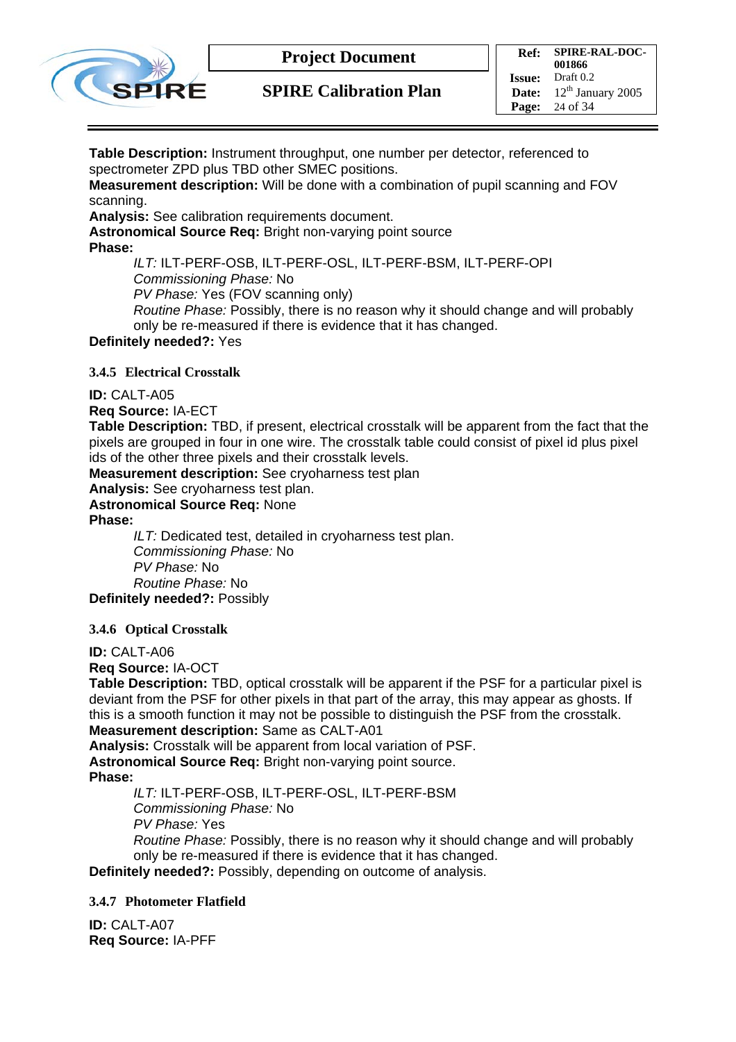**Table Description:** Instrument throughput, one number per detector, referenced to spectrometer ZPD plus TBD other SMEC positions.
**Measurement description:** Will be done with a combination of pupil scanning and FOV scanning.
**Analysis:** See calibration requirements document.
**Astronomical Source Req:** Bright non-varying point source
**Phase:**

*ILT:* ILT-PERF-OSB, ILT-PERF-OSL, ILT-PERF-BSM, ILT-PERF-OPI
*Commissioning Phase:* No
*PV Phase:* Yes (FOV scanning only)
*Routine Phase:* Possibly, there is no reason why it should change and will probably only be re-measured if there is evidence that it has changed.

**Definitely needed?:** Yes

### 3.4.5 Electrical Crosstalk

**ID:** CALT-A05
**Req Source:** IA-ECT
**Table Description:** TBD, if present, electrical crosstalk will be apparent from the fact that the pixels are grouped in four in one wire. The crosstalk table could consist of pixel id plus pixel ids of the other three pixels and their crosstalk levels.
**Measurement description:** See cryoharness test plan
**Analysis:** See cryoharness test plan.
**Astronomical Source Req:** None
**Phase:**

*ILT:* Dedicated test, detailed in cryoharness test plan.
*Commissioning Phase:* No
*PV Phase:* No
*Routine Phase:* No

**Definitely needed?:** Possibly

### 3.4.6 Optical Crosstalk

**ID:** CALT-A06
**Req Source:** IA-OCT
**Table Description:** TBD, optical crosstalk will be apparent if the PSF for a particular pixel is deviant from the PSF for other pixels in that part of the array, this may appear as ghosts. If this is a smooth function it may not be possible to distinguish the PSF from the crosstalk.
**Measurement description:** Same as CALT-A01
**Analysis:** Crosstalk will be apparent from local variation of PSF.
**Astronomical Source Req:** Bright non-varying point source.
**Phase:**

*ILT:* ILT-PERF-OSB, ILT-PERF-OSL, ILT-PERF-BSM
*Commissioning Phase:* No
*PV Phase:* Yes
*Routine Phase:* Possibly, there is no reason why it should change and will probably only be re-measured if there is evidence that it has changed.

**Definitely needed?:** Possibly, depending on outcome of analysis.

### 3.4.7 Photometer Flatfield

**ID:** CALT-A07
**Req Source:** IA-PFF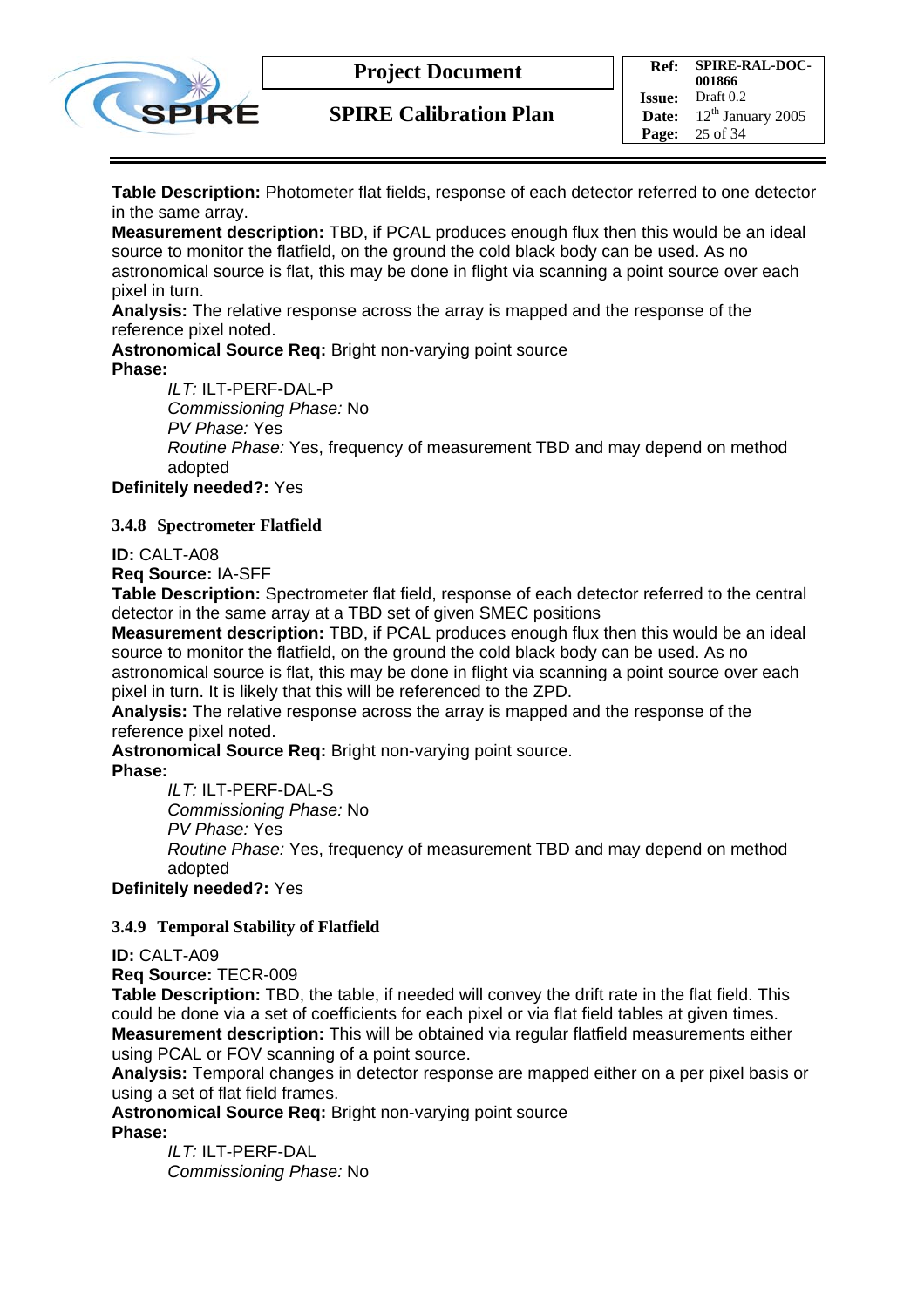**Table Description:** Photometer flat fields, response of each detector referred to one detector in the same array.
**Measurement description:** TBD, if PCAL produces enough flux then this would be an ideal source to monitor the flatfield, on the ground the cold black body can be used. As no astronomical source is flat, this may be done in flight via scanning a point source over each pixel in turn.
**Analysis:** The relative response across the array is mapped and the response of the reference pixel noted.
**Astronomical Source Req:** Bright non-varying point source
**Phase:**

> *ILT:* ILT-PERF-DAL-P
> *Commissioning Phase:* No
> *PV Phase:* Yes
> *Routine Phase:* Yes, frequency of measurement TBD and may depend on method adopted

**Definitely needed?:** Yes

### 3.4.8 Spectrometer Flatfield

**ID:** CALT-A08
**Req Source:** IA-SFF
**Table Description:** Spectrometer flat field, response of each detector referred to the central detector in the same array at a TBD set of given SMEC positions
**Measurement description:** TBD, if PCAL produces enough flux then this would be an ideal source to monitor the flatfield, on the ground the cold black body can be used. As no astronomical source is flat, this may be done in flight via scanning a point source over each pixel in turn. It is likely that this will be referenced to the ZPD.
**Analysis:** The relative response across the array is mapped and the response of the reference pixel noted.
**Astronomical Source Req:** Bright non-varying point source.
**Phase:**

> *ILT:* ILT-PERF-DAL-S
> *Commissioning Phase:* No
> *PV Phase:* Yes
> *Routine Phase:* Yes, frequency of measurement TBD and may depend on method adopted

**Definitely needed?:** Yes

### 3.4.9 Temporal Stability of Flatfield

**ID:** CALT-A09
**Req Source:** TECR-009
**Table Description:** TBD, the table, if needed will convey the drift rate in the flat field. This could be done via a set of coefficients for each pixel or via flat field tables at given times.
**Measurement description:** This will be obtained via regular flatfield measurements either using PCAL or FOV scanning of a point source.
**Analysis:** Temporal changes in detector response are mapped either on a per pixel basis or using a set of flat field frames.
**Astronomical Source Req:** Bright non-varying point source
**Phase:**

> *ILT:* ILT-PERF-DAL
> *Commissioning Phase:* No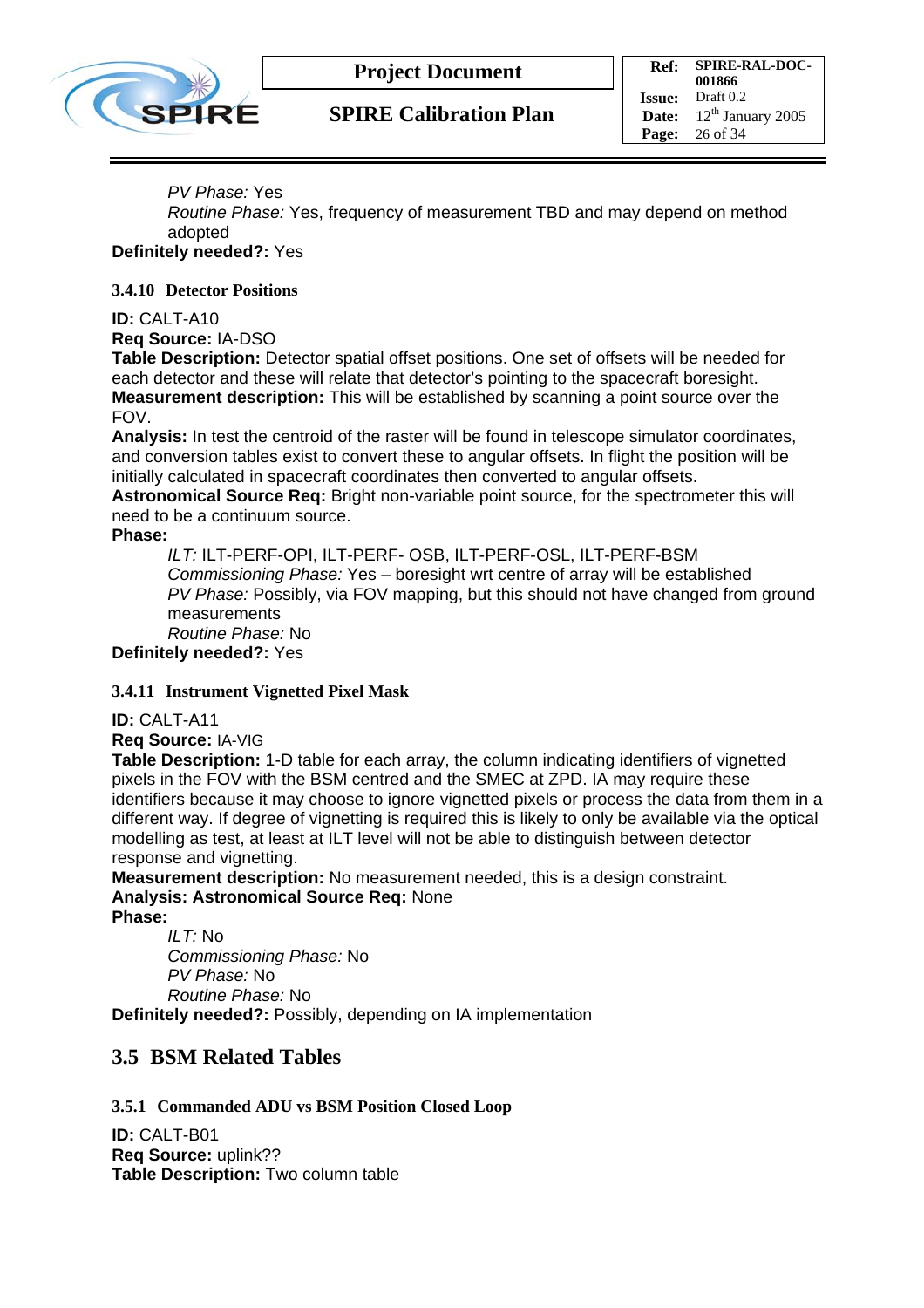*PV Phase:* Yes

*Routine Phase:* Yes, frequency of measurement TBD and may depend on method adopted

**Definitely needed?:** Yes

#### 3.4.10 Detector Positions

**ID:** CALT-A10

**Req Source:** IA-DSO

**Table Description:** Detector spatial offset positions. One set of offsets will be needed for each detector and these will relate that detector's pointing to the spacecraft boresight.

**Measurement description:** This will be established by scanning a point source over the FOV.

**Analysis:** In test the centroid of the raster will be found in telescope simulator coordinates, and conversion tables exist to convert these to angular offsets. In flight the position will be initially calculated in spacecraft coordinates then converted to angular offsets.

**Astronomical Source Req:** Bright non-variable point source, for the spectrometer this will need to be a continuum source.

**Phase:**

*ILT:* ILT-PERF-OPI, ILT-PERF- OSB, ILT-PERF-OSL, ILT-PERF-BSM

*Commissioning Phase:* Yes – boresight wrt centre of array will be established

*PV Phase:* Possibly, via FOV mapping, but this should not have changed from ground measurements

*Routine Phase:* No

**Definitely needed?:** Yes

#### 3.4.11 Instrument Vignetted Pixel Mask

**ID:** CALT-A11

**Req Source:** IA-VIG

**Table Description:** 1-D table for each array, the column indicating identifiers of vignetted pixels in the FOV with the BSM centred and the SMEC at ZPD. IA may require these identifiers because it may choose to ignore vignetted pixels or process the data from them in a different way. If degree of vignetting is required this is likely to only be available via the optical modelling as test, at least at ILT level will not be able to distinguish between detector response and vignetting.

**Measurement description:** No measurement needed, this is a design constraint.

**Analysis: Astronomical Source Req:** None

**Phase:**

*ILT:* No

*Commissioning Phase:* No

*PV Phase:* No

*Routine Phase:* No

**Definitely needed?:** Possibly, depending on IA implementation

## 3.5 BSM Related Tables

#### 3.5.1 Commanded ADU vs BSM Position Closed Loop

**ID:** CALT-B01

**Req Source:** uplink??

**Table Description:** Two column table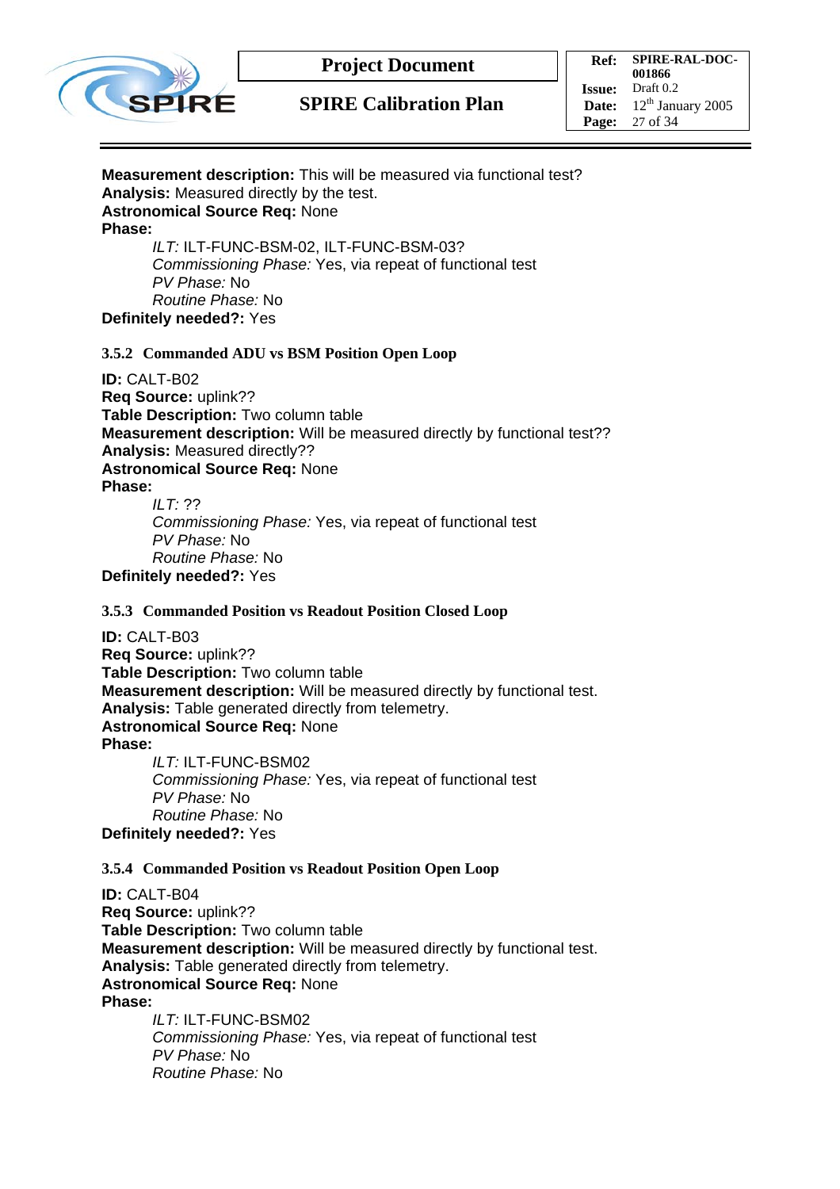**Measurement description:** This will be measured via functional test?
**Analysis:** Measured directly by the test.
**Astronomical Source Req:** None
**Phase:**

*ILT:* ILT-FUNC-BSM-02, ILT-FUNC-BSM-03?
*Commissioning Phase:* Yes, via repeat of functional test
*PV Phase:* No
*Routine Phase:* No

**Definitely needed?:** Yes

### 3.5.2 Commanded ADU vs BSM Position Open Loop

**ID:** CALT-B02
**Req Source:** uplink??
**Table Description:** Two column table
**Measurement description:** Will be measured directly by functional test??
**Analysis:** Measured directly??
**Astronomical Source Req:** None
**Phase:**

*ILT:* ??
*Commissioning Phase:* Yes, via repeat of functional test
*PV Phase:* No
*Routine Phase:* No

**Definitely needed?:** Yes

### 3.5.3 Commanded Position vs Readout Position Closed Loop

**ID:** CALT-B03
**Req Source:** uplink??
**Table Description:** Two column table
**Measurement description:** Will be measured directly by functional test.
**Analysis:** Table generated directly from telemetry.
**Astronomical Source Req:** None
**Phase:**

*ILT:* ILT-FUNC-BSM02
*Commissioning Phase:* Yes, via repeat of functional test
*PV Phase:* No
*Routine Phase:* No

**Definitely needed?:** Yes

### 3.5.4 Commanded Position vs Readout Position Open Loop

**ID:** CALT-B04
**Req Source:** uplink??
**Table Description:** Two column table
**Measurement description:** Will be measured directly by functional test.
**Analysis:** Table generated directly from telemetry.
**Astronomical Source Req:** None
**Phase:**

*ILT:* ILT-FUNC-BSM02
*Commissioning Phase:* Yes, via repeat of functional test
*PV Phase:* No
*Routine Phase:* No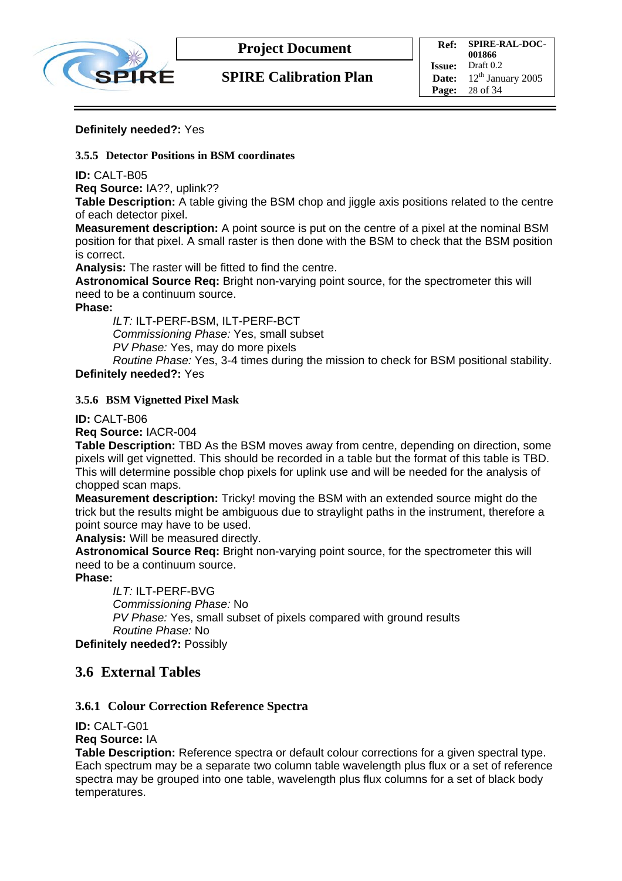**Definitely needed?:** Yes

#### 3.5.5 Detector Positions in BSM coordinates

**ID:** CALT-B05
**Req Source:** IA??, uplink??
**Table Description:** A table giving the BSM chop and jiggle axis positions related to the centre of each detector pixel.
**Measurement description:** A point source is put on the centre of a pixel at the nominal BSM position for that pixel. A small raster is then done with the BSM to check that the BSM position is correct.
**Analysis:** The raster will be fitted to find the centre.
**Astronomical Source Req:** Bright non-varying point source, for the spectrometer this will need to be a continuum source.
**Phase:**

> *ILT:* ILT-PERF-BSM, ILT-PERF-BCT
> *Commissioning Phase:* Yes, small subset
> *PV Phase:* Yes, may do more pixels
> *Routine Phase:* Yes, 3-4 times during the mission to check for BSM positional stability.

**Definitely needed?:** Yes

#### 3.5.6 BSM Vignetted Pixel Mask

**ID:** CALT-B06
**Req Source:** IACR-004
**Table Description:** TBD As the BSM moves away from centre, depending on direction, some pixels will get vignetted. This should be recorded in a table but the format of this table is TBD. This will determine possible chop pixels for uplink use and will be needed for the analysis of chopped scan maps.
**Measurement description:** Tricky! moving the BSM with an extended source might do the trick but the results might be ambiguous due to straylight paths in the instrument, therefore a point source may have to be used.
**Analysis:** Will be measured directly.
**Astronomical Source Req:** Bright non-varying point source, for the spectrometer this will need to be a continuum source.
**Phase:**

> *ILT:* ILT-PERF-BVG
> *Commissioning Phase:* No
> *PV Phase:* Yes, small subset of pixels compared with ground results
> *Routine Phase:* No

**Definitely needed?:** Possibly

## 3.6 External Tables

#### 3.6.1 Colour Correction Reference Spectra

**ID:** CALT-G01
**Req Source:** IA
**Table Description:** Reference spectra or default colour corrections for a given spectral type. Each spectrum may be a separate two column table wavelength plus flux or a set of reference spectra may be grouped into one table, wavelength plus flux columns for a set of black body temperatures.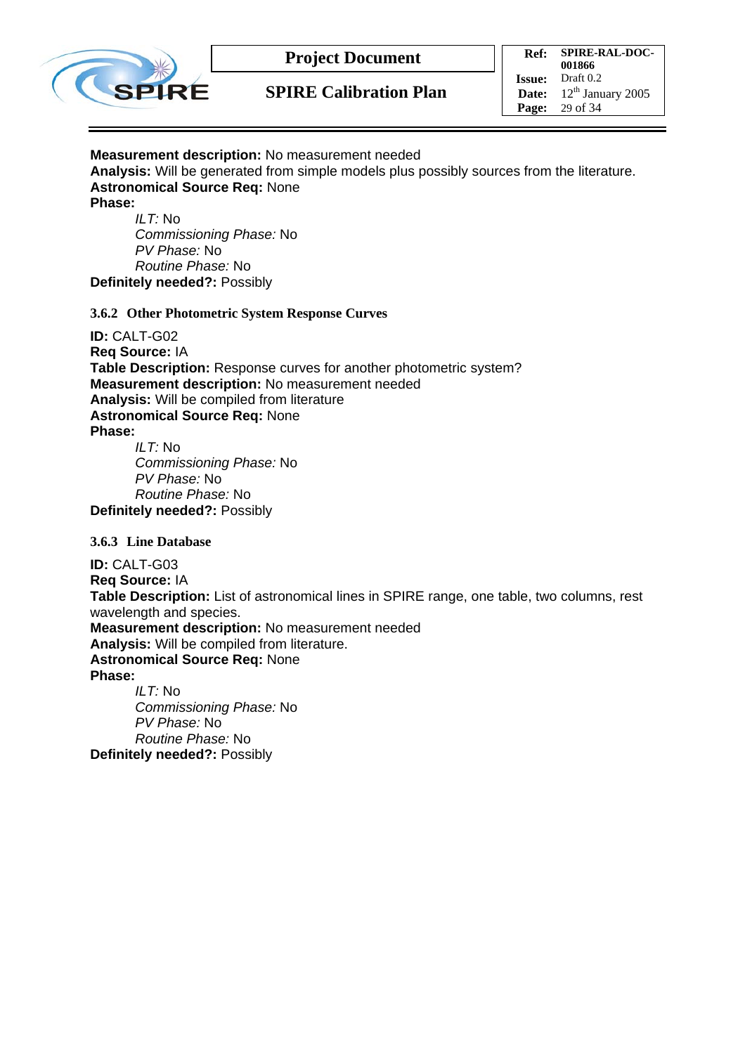**Measurement description:** No measurement needed
**Analysis:** Will be generated from simple models plus possibly sources from the literature.
**Astronomical Source Req:** None
**Phase:**

*ILT:* No
*Commissioning Phase:* No
*PV Phase:* No
*Routine Phase:* No

**Definitely needed?:** Possibly

### 3.6.2 Other Photometric System Response Curves

**ID:** CALT-G02
**Req Source:** IA
**Table Description:** Response curves for another photometric system?
**Measurement description:** No measurement needed
**Analysis:** Will be compiled from literature
**Astronomical Source Req:** None
**Phase:**

*ILT:* No
*Commissioning Phase:* No
*PV Phase:* No
*Routine Phase:* No

**Definitely needed?:** Possibly

### 3.6.3 Line Database

**ID:** CALT-G03
**Req Source:** IA
**Table Description:** List of astronomical lines in SPIRE range, one table, two columns, rest wavelength and species.
**Measurement description:** No measurement needed
**Analysis:** Will be compiled from literature.
**Astronomical Source Req:** None
**Phase:**

*ILT:* No
*Commissioning Phase:* No
*PV Phase:* No
*Routine Phase:* No

**Definitely needed?:** Possibly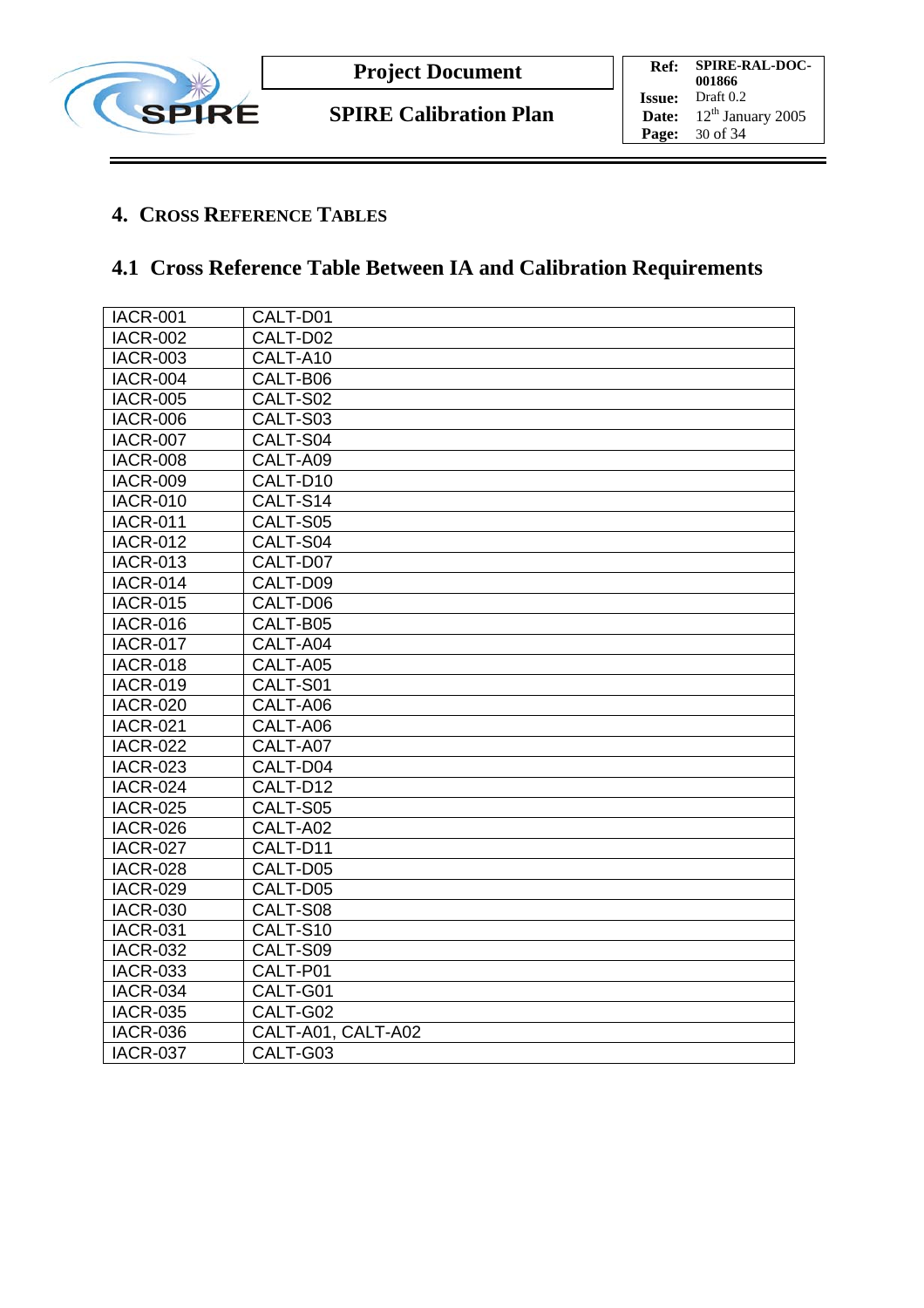# 4. Cross Reference Tables

## 4.1 Cross Reference Table Between IA and Calibration Requirements

| IACR-001 | CALT-D01 |
|---|---|
| IACR-002 | CALT-D02 |
| IACR-003 | CALT-A10 |
| IACR-004 | CALT-B06 |
| IACR-005 | CALT-S02 |
| IACR-006 | CALT-S03 |
| IACR-007 | CALT-S04 |
| IACR-008 | CALT-A09 |
| IACR-009 | CALT-D10 |
| IACR-010 | CALT-S14 |
| IACR-011 | CALT-S05 |
| IACR-012 | CALT-S04 |
| IACR-013 | CALT-D07 |
| IACR-014 | CALT-D09 |
| IACR-015 | CALT-D06 |
| IACR-016 | CALT-B05 |
| IACR-017 | CALT-A04 |
| IACR-018 | CALT-A05 |
| IACR-019 | CALT-S01 |
| IACR-020 | CALT-A06 |
| IACR-021 | CALT-A06 |
| IACR-022 | CALT-A07 |
| IACR-023 | CALT-D04 |
| IACR-024 | CALT-D12 |
| IACR-025 | CALT-S05 |
| IACR-026 | CALT-A02 |
| IACR-027 | CALT-D11 |
| IACR-028 | CALT-D05 |
| IACR-029 | CALT-D05 |
| IACR-030 | CALT-S08 |
| IACR-031 | CALT-S10 |
| IACR-032 | CALT-S09 |
| IACR-033 | CALT-P01 |
| IACR-034 | CALT-G01 |
| IACR-035 | CALT-G02 |
| IACR-036 | CALT-A01, CALT-A02 |
| IACR-037 | CALT-G03 |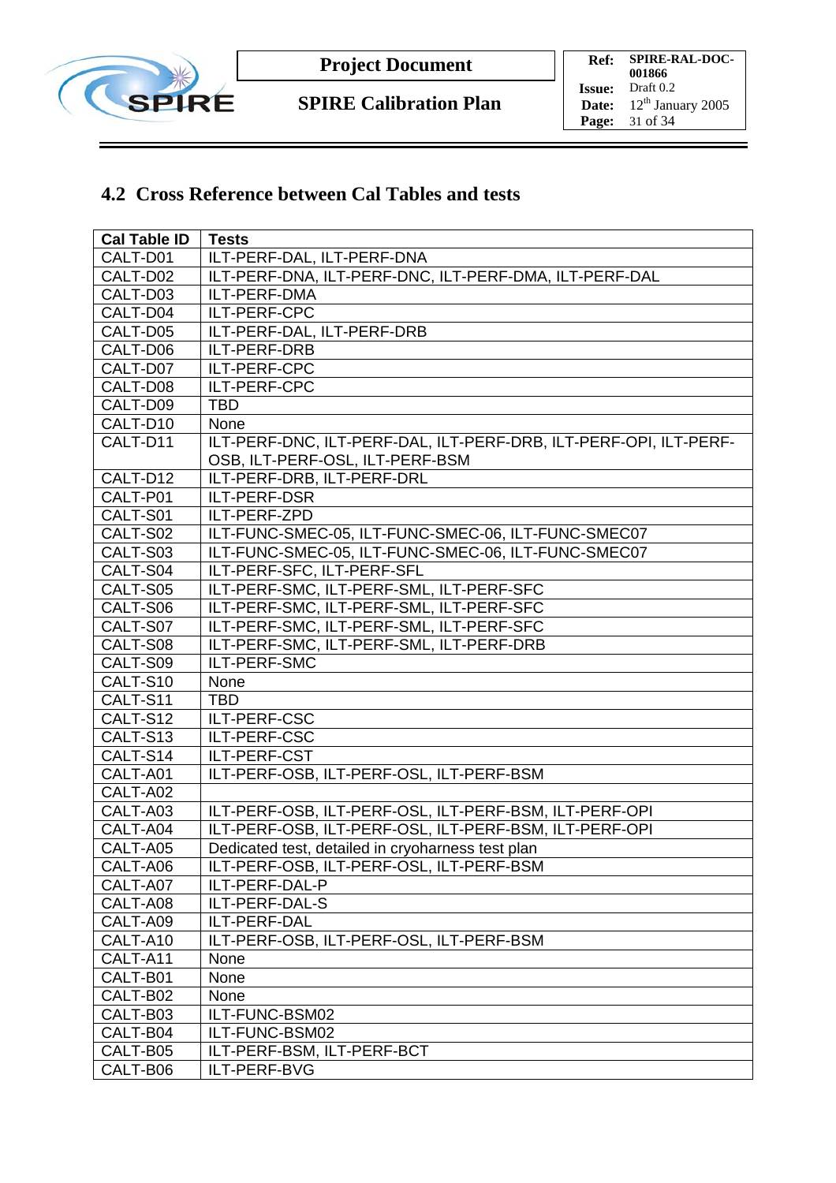## 4.2 Cross Reference between Cal Tables and tests

| Cal Table ID | Tests |
|---|---|
| CALT-D01 | ILT-PERF-DAL, ILT-PERF-DNA |
| CALT-D02 | ILT-PERF-DNA, ILT-PERF-DNC, ILT-PERF-DMA, ILT-PERF-DAL |
| CALT-D03 | ILT-PERF-DMA |
| CALT-D04 | ILT-PERF-CPC |
| CALT-D05 | ILT-PERF-DAL, ILT-PERF-DRB |
| CALT-D06 | ILT-PERF-DRB |
| CALT-D07 | ILT-PERF-CPC |
| CALT-D08 | ILT-PERF-CPC |
| CALT-D09 | TBD |
| CALT-D10 | None |
| CALT-D11 | ILT-PERF-DNC, ILT-PERF-DAL, ILT-PERF-DRB, ILT-PERF-OPI, ILT-PERF-OSB, ILT-PERF-OSL, ILT-PERF-BSM |
| CALT-D12 | ILT-PERF-DRB, ILT-PERF-DRL |
| CALT-P01 | ILT-PERF-DSR |
| CALT-S01 | ILT-PERF-ZPD |
| CALT-S02 | ILT-FUNC-SMEC-05, ILT-FUNC-SMEC-06, ILT-FUNC-SMEC07 |
| CALT-S03 | ILT-FUNC-SMEC-05, ILT-FUNC-SMEC-06, ILT-FUNC-SMEC07 |
| CALT-S04 | ILT-PERF-SFC, ILT-PERF-SFL |
| CALT-S05 | ILT-PERF-SMC, ILT-PERF-SML, ILT-PERF-SFC |
| CALT-S06 | ILT-PERF-SMC, ILT-PERF-SML, ILT-PERF-SFC |
| CALT-S07 | ILT-PERF-SMC, ILT-PERF-SML, ILT-PERF-SFC |
| CALT-S08 | ILT-PERF-SMC, ILT-PERF-SML, ILT-PERF-DRB |
| CALT-S09 | ILT-PERF-SMC |
| CALT-S10 | None |
| CALT-S11 | TBD |
| CALT-S12 | ILT-PERF-CSC |
| CALT-S13 | ILT-PERF-CSC |
| CALT-S14 | ILT-PERF-CST |
| CALT-A01 | ILT-PERF-OSB, ILT-PERF-OSL, ILT-PERF-BSM |
| CALT-A02 | |
| CALT-A03 | ILT-PERF-OSB, ILT-PERF-OSL, ILT-PERF-BSM, ILT-PERF-OPI |
| CALT-A04 | ILT-PERF-OSB, ILT-PERF-OSL, ILT-PERF-BSM, ILT-PERF-OPI |
| CALT-A05 | Dedicated test, detailed in cryoharness test plan |
| CALT-A06 | ILT-PERF-OSB, ILT-PERF-OSL, ILT-PERF-BSM |
| CALT-A07 | ILT-PERF-DAL-P |
| CALT-A08 | ILT-PERF-DAL-S |
| CALT-A09 | ILT-PERF-DAL |
| CALT-A10 | ILT-PERF-OSB, ILT-PERF-OSL, ILT-PERF-BSM |
| CALT-A11 | None |
| CALT-B01 | None |
| CALT-B02 | None |
| CALT-B03 | ILT-FUNC-BSM02 |
| CALT-B04 | ILT-FUNC-BSM02 |
| CALT-B05 | ILT-PERF-BSM, ILT-PERF-BCT |
| CALT-B06 | ILT-PERF-BVG |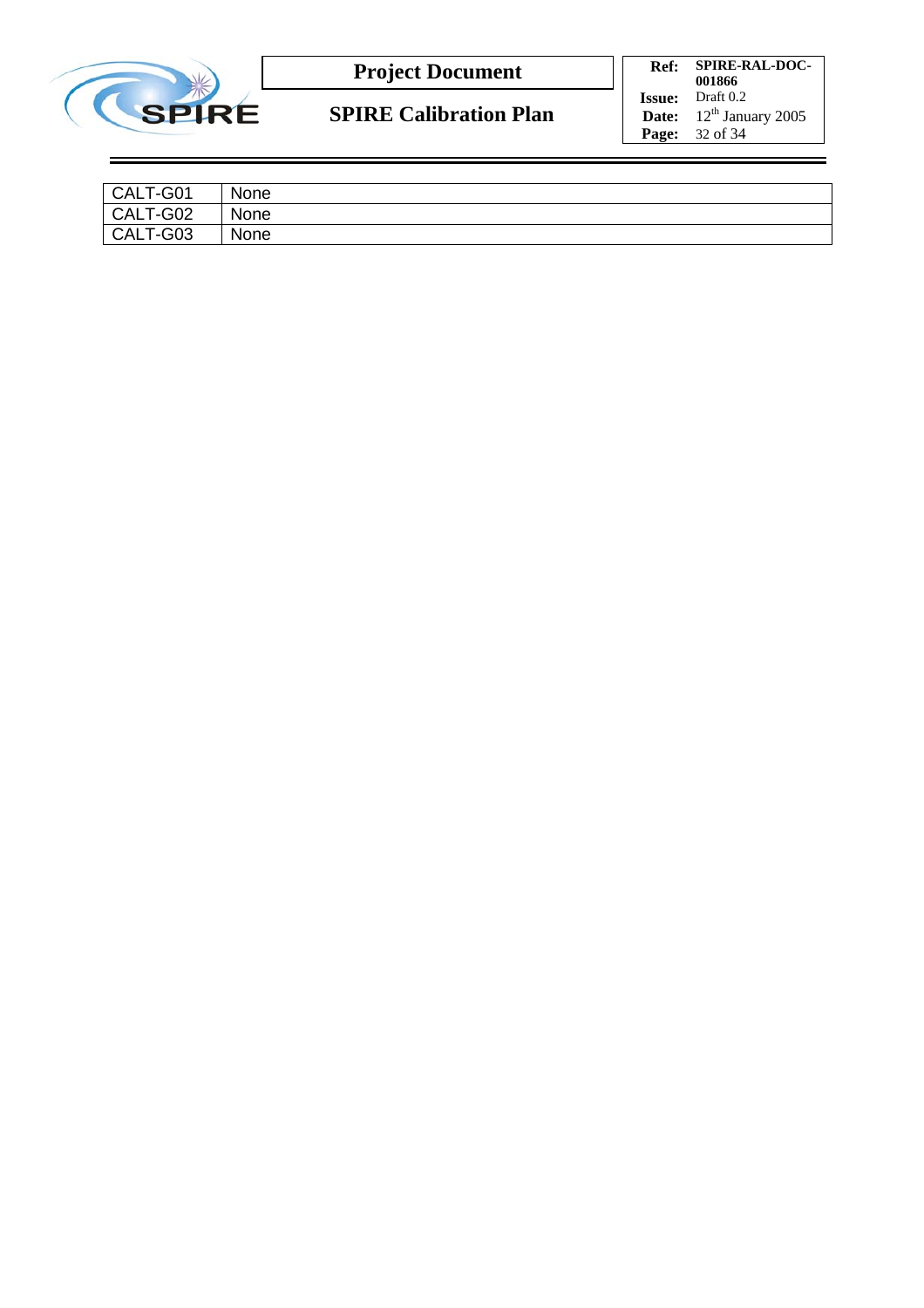| CALT-G01 | None |
|---|---|
| CALT-G02 | None |
| CALT-G03 | None |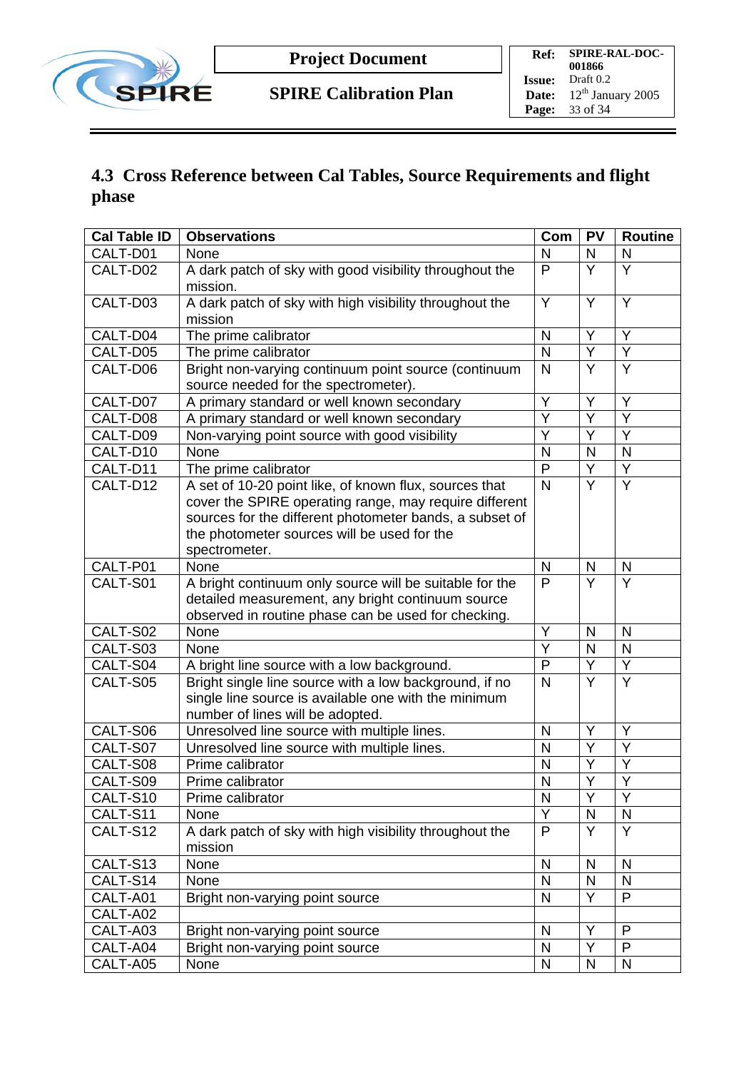## 4.3 Cross Reference between Cal Tables, Source Requirements and flight phase

| Cal Table ID | Observations | Com | PV | Routine |
|---|---|---|---|---|
| CALT-D01 | None | N | N | N |
| CALT-D02 | A dark patch of sky with good visibility throughout the mission. | P | Y | Y |
| CALT-D03 | A dark patch of sky with high visibility throughout the mission | Y | Y | Y |
| CALT-D04 | The prime calibrator | N | Y | Y |
| CALT-D05 | The prime calibrator | N | Y | Y |
| CALT-D06 | Bright non-varying continuum point source (continuum source needed for the spectrometer). | N | Y | Y |
| CALT-D07 | A primary standard or well known secondary | Y | Y | Y |
| CALT-D08 | A primary standard or well known secondary | Y | Y | Y |
| CALT-D09 | Non-varying point source with good visibility | Y | Y | Y |
| CALT-D10 | None | N | N | N |
| CALT-D11 | The prime calibrator | P | Y | Y |
| CALT-D12 | A set of 10-20 point like, of known flux, sources that cover the SPIRE operating range, may require different sources for the different photometer bands, a subset of the photometer sources will be used for the spectrometer. | N | Y | Y |
| CALT-P01 | None | N | N | N |
| CALT-S01 | A bright continuum only source will be suitable for the detailed measurement, any bright continuum source observed in routine phase can be used for checking. | P | Y | Y |
| CALT-S02 | None | Y | N | N |
| CALT-S03 | None | Y | N | N |
| CALT-S04 | A bright line source with a low background. | P | Y | Y |
| CALT-S05 | Bright single line source with a low background, if no single line source is available one with the minimum number of lines will be adopted. | N | Y | Y |
| CALT-S06 | Unresolved line source with multiple lines. | N | Y | Y |
| CALT-S07 | Unresolved line source with multiple lines. | N | Y | Y |
| CALT-S08 | Prime calibrator | N | Y | Y |
| CALT-S09 | Prime calibrator | N | Y | Y |
| CALT-S10 | Prime calibrator | N | Y | Y |
| CALT-S11 | None | Y | N | N |
| CALT-S12 | A dark patch of sky with high visibility throughout the mission | P | Y | Y |
| CALT-S13 | None | N | N | N |
| CALT-S14 | None | N | N | N |
| CALT-A01 | Bright non-varying point source | N | Y | P |
| CALT-A02 | | | | |
| CALT-A03 | Bright non-varying point source | N | Y | P |
| CALT-A04 | Bright non-varying point source | N | Y | P |
| CALT-A05 | None | N | N | N |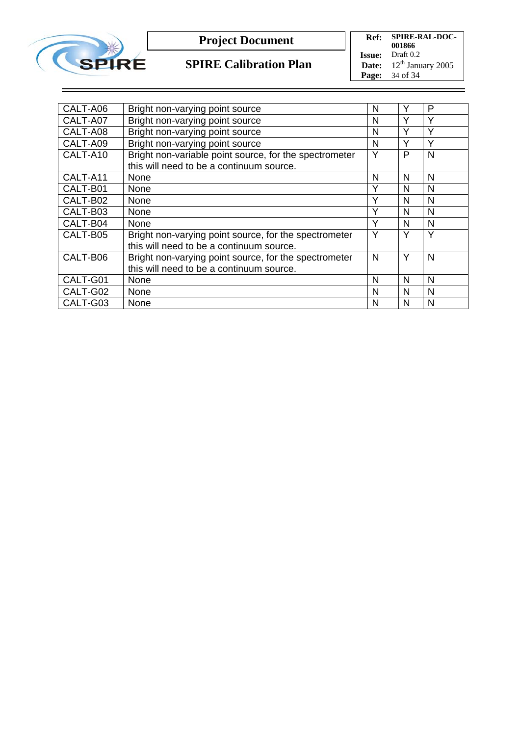| | | | | |
|---|---|---|---|---|
| CALT-A06 | Bright non-varying point source | N | Y | P |
| CALT-A07 | Bright non-varying point source | N | Y | Y |
| CALT-A08 | Bright non-varying point source | N | Y | Y |
| CALT-A09 | Bright non-varying point source | N | Y | Y |
| CALT-A10 | Bright non-variable point source, for the spectrometer this will need to be a continuum source. | Y | P | N |
| CALT-A11 | None | N | N | N |
| CALT-B01 | None | Y | N | N |
| CALT-B02 | None | Y | N | N |
| CALT-B03 | None | Y | N | N |
| CALT-B04 | None | Y | N | N |
| CALT-B05 | Bright non-varying point source, for the spectrometer this will need to be a continuum source. | Y | Y | Y |
| CALT-B06 | Bright non-varying point source, for the spectrometer this will need to be a continuum source. | N | Y | N |
| CALT-G01 | None | N | N | N |
| CALT-G02 | None | N | N | N |
| CALT-G03 | None | N | N | N |